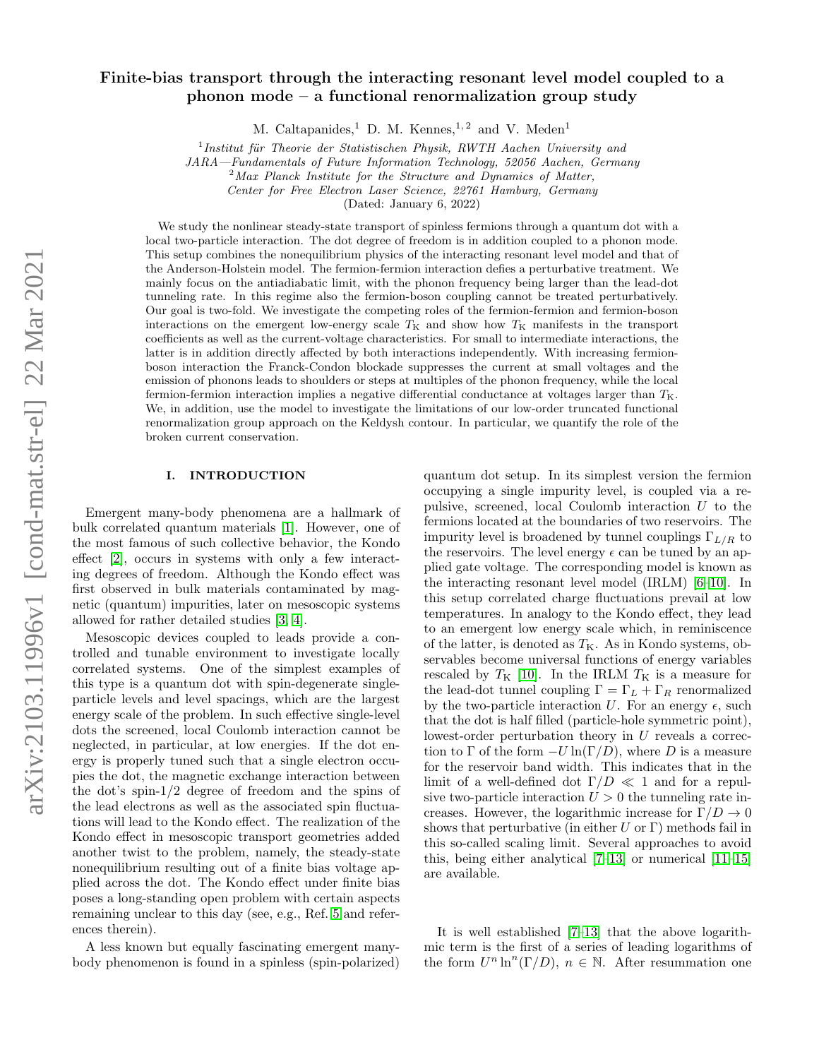# Finite-bias transport through the interacting resonant level model coupled to a phonon mode – a functional renormalization group study

M. Caltapanides,[1] D. M. Kennes,[1,2] and V. Meden[1]

[1] *Institut für Theorie der Statistischen Physik, RWTH Aachen University and JARA—Fundamentals of Future Information Technology, 52056 Aachen, Germany*

[2] *Max Planck Institute for the Structure and Dynamics of Matter, Center for Free Electron Laser Science, 22761 Hamburg, Germany*

(Dated: January 6, 2022)

We study the nonlinear steady-state transport of spinless fermions through a quantum dot with a local two-particle interaction. The dot degree of freedom is in addition coupled to a phonon mode. This setup combines the nonequilibrium physics of the interacting resonant level model and that of the Anderson-Holstein model. The fermion-fermion interaction defies a perturbative treatment. We mainly focus on the antiadiabatic limit, with the phonon frequency being larger than the lead-dot tunneling rate. In this regime also the fermion-boson coupling cannot be treated perturbatively. Our goal is two-fold. We investigate the competing roles of the fermion-fermion and fermion-boson interactions on the emergent low-energy scale $T_{\mathrm{K}}$ and show how $T_{\mathrm{K}}$ manifests in the transport coefficients as well as the current-voltage characteristics. For small to intermediate interactions, the latter is in addition directly affected by both interactions independently. With increasing fermion-boson interaction the Franck-Condon blockade suppresses the current at small voltages and the emission of phonons leads to shoulders or steps at multiples of the phonon frequency, while the local fermion-fermion interaction implies a negative differential conductance at voltages larger than $T_{\mathrm{K}}$. We, in addition, use the model to investigate the limitations of our low-order truncated functional renormalization group approach on the Keldysh contour. In particular, we quantify the role of the broken current conservation.

## I. INTRODUCTION

Emergent many-body phenomena are a hallmark of bulk correlated quantum materials [1]. However, one of the most famous of such collective behavior, the Kondo effect [2], occurs in systems with only a few interacting degrees of freedom. Although the Kondo effect was first observed in bulk materials contaminated by magnetic (quantum) impurities, later on mesoscopic systems allowed for rather detailed studies [3, 4].

Mesoscopic devices coupled to leads provide a controlled and tunable environment to investigate locally correlated systems. One of the simplest examples of this type is a quantum dot with spin-degenerate single-particle levels and level spacings, which are the largest energy scale of the problem. In such effective single-level dots the screened, local Coulomb interaction cannot be neglected, in particular, at low energies. If the dot energy is properly tuned such that a single electron occupies the dot, the magnetic exchange interaction between the dot's spin-1/2 degree of freedom and the spins of the lead electrons as well as the associated spin fluctuations will lead to the Kondo effect. The realization of the Kondo effect in mesoscopic transport geometries added another twist to the problem, namely, the steady-state nonequilibrium resulting out of a finite bias voltage applied across the dot. The Kondo effect under finite bias poses a long-standing open problem with certain aspects remaining unclear to this day (see, e.g., Ref. 5 and references therein).

A less known but equally fascinating emergent many-body phenomenon is found in a spinless (spin-polarized) quantum dot setup. In its simplest version the fermion occupying a single impurity level, is coupled via a repulsive, screened, local Coulomb interaction $U$ to the fermions located at the boundaries of two reservoirs. The impurity level is broadened by tunnel couplings $\Gamma_{L/R}$ to the reservoirs. The level energy $\epsilon$ can be tuned by an applied gate voltage. The corresponding model is known as the interacting resonant level model (IRLM) [6–10]. In this setup correlated charge fluctuations prevail at low temperatures. In analogy to the Kondo effect, they lead to an emergent low energy scale which, in reminiscence of the latter, is denoted as $T_{\mathrm{K}}$. As in Kondo systems, observables become universal functions of energy variables rescaled by $T_{\mathrm{K}}$ [10]. In the IRLM $T_{\mathrm{K}}$ is a measure for the lead-dot tunnel coupling $\Gamma = \Gamma_L + \Gamma_R$ renormalized by the two-particle interaction $U$. For an energy $\epsilon$, such that the dot is half filled (particle-hole symmetric point), lowest-order perturbation theory in $U$ reveals a correction to $\Gamma$ of the form $-U \ln(\Gamma/D)$, where $D$ is a measure for the reservoir band width. This indicates that in the limit of a well-defined dot $\Gamma/D \ll 1$ and for a repulsive two-particle interaction $U > 0$ the tunneling rate increases. However, the logarithmic increase for $\Gamma/D \to 0$ shows that perturbative (in either $U$ or $\Gamma$) methods fail in this so-called scaling limit. Several approaches to avoid this, being either analytical [7–13] or numerical [11–15] are available.

It is well established [7–13] that the above logarithmic term is the first of a series of leading logarithms of the form $U^n \ln^n(\Gamma/D)$, $n \in \mathbb{N}$. After resummation one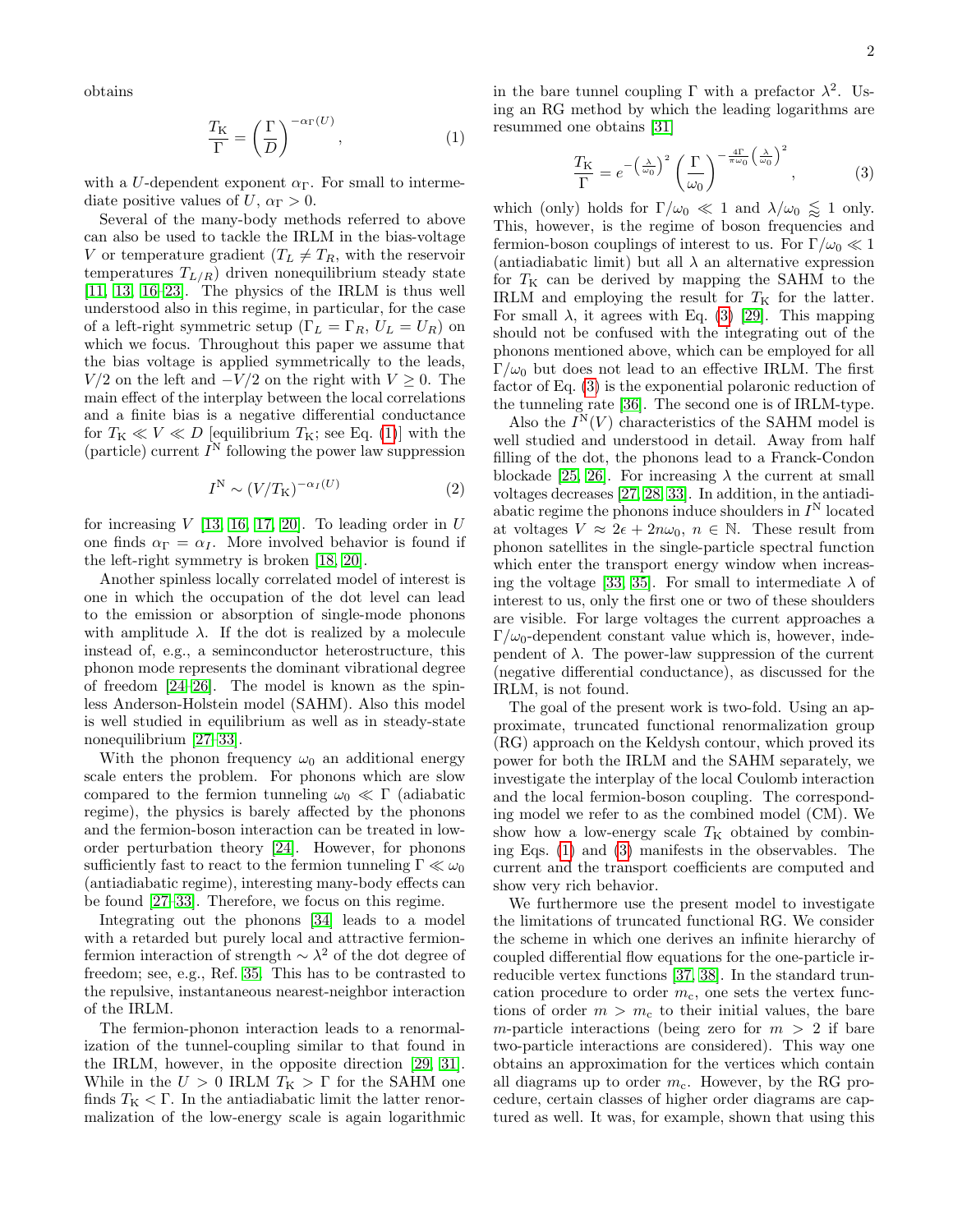obtains

$$\frac{T_{\rm K}}{\Gamma} = \left(\frac{\Gamma}{D}\right)^{-\alpha_\Gamma(U)}, \tag{1}$$

with a $U$-dependent exponent $\alpha_\Gamma$. For small to intermediate positive values of $U$, $\alpha_\Gamma > 0$.

Several of the many-body methods referred to above can also be used to tackle the IRLM in the bias-voltage $V$ or temperature gradient ($T_L \neq T_R$, with the reservoir temperatures $T_{L/R}$) driven nonequilibrium steady state [11, 13, 16–23]. The physics of the IRLM is thus well understood also in this regime, in particular, for the case of a left-right symmetric setup ($\Gamma_L = \Gamma_R$, $U_L = U_R$) on which we focus. Throughout this paper we assume that the bias voltage is applied symmetrically to the leads, $V/2$ on the left and $-V/2$ on the right with $V \geq 0$. The main effect of the interplay between the local correlations and a finite bias is a negative differential conductance for $T_{\rm K} \ll V \ll D$ [equilibrium $T_{\rm K}$; see Eq. (1)] with the (particle) current $I^{\rm N}$ following the power law suppression

$$I^{\rm N} \sim (V/T_{\rm K})^{-\alpha_I(U)} \tag{2}$$

for increasing $V$ [13, 16, 17, 20]. To leading order in $U$ one finds $\alpha_\Gamma = \alpha_I$. More involved behavior is found if the left-right symmetry is broken [18, 20].

Another spinless locally correlated model of interest is one in which the occupation of the dot level can lead to the emission or absorption of single-mode phonons with amplitude $\lambda$. If the dot is realized by a molecule instead of, e.g., a seminconductor heterostructure, this phonon mode represents the dominant vibrational degree of freedom [24–26]. The model is known as the spinless Anderson-Holstein model (SAHM). Also this model is well studied in equilibrium as well as in steady-state nonequilibrium [27–33].

With the phonon frequency $\omega_0$ an additional energy scale enters the problem. For phonons which are slow compared to the fermion tunneling $\omega_0 \ll \Gamma$ (adiabatic regime), the physics is barely affected by the phonons and the fermion-boson interaction can be treated in low-order perturbation theory [24]. However, for phonons sufficiently fast to react to the fermion tunneling $\Gamma \ll \omega_0$ (antiadiabatic regime), interesting many-body effects can be found [27–33]. Therefore, we focus on this regime.

Integrating out the phonons [34] leads to a model with a retarded but purely local and attractive fermion-fermion interaction of strength $\sim \lambda^2$ of the dot degree of freedom; see, e.g., Ref. 35. This has to be contrasted to the repulsive, instantaneous nearest-neighbor interaction of the IRLM.

The fermion-phonon interaction leads to a renormalization of the tunnel-coupling similar to that found in the IRLM, however, in the opposite direction [29, 31]. While in the $U > 0$ IRLM $T_{\rm K} > \Gamma$ for the SAHM one finds $T_{\rm K} < \Gamma$. In the antiadiabatic limit the latter renormalization of the low-energy scale is again logarithmic in the bare tunnel coupling $\Gamma$ with a prefactor $\lambda^2$. Using an RG method by which the leading logarithms are resummed one obtains [31]

$$\frac{T_{\rm K}}{\Gamma} = e^{-\left(\frac{\lambda}{\omega_0}\right)^2} \left(\frac{\Gamma}{\omega_0}\right)^{-\frac{4\Gamma}{\pi\omega_0}\left(\frac{\lambda}{\omega_0}\right)^2}, \tag{3}$$

which (only) holds for $\Gamma/\omega_0 \ll 1$ and $\lambda/\omega_0 \lessapprox 1$ only. This, however, is the regime of boson frequencies and fermion-boson couplings of interest to us. For $\Gamma/\omega_0 \ll 1$ (antiadiabatic limit) but all $\lambda$ an alternative expression for $T_{\rm K}$ can be derived by mapping the SAHM to the IRLM and employing the result for $T_{\rm K}$ for the latter. For small $\lambda$, it agrees with Eq. (3) [29]. This mapping should not be confused with the integrating out of the phonons mentioned above, which can be employed for all $\Gamma/\omega_0$ but does not lead to an effective IRLM. The first factor of Eq. (3) is the exponential polaronic reduction of the tunneling rate [36]. The second one is of IRLM-type.

Also the $I^{\rm N}(V)$ characteristics of the SAHM model is well studied and understood in detail. Away from half filling of the dot, the phonons lead to a Franck-Condon blockade [25, 26]. For increasing $\lambda$ the current at small voltages decreases [27, 28, 33]. In addition, in the antiadiabatic regime the phonons induce shoulders in $I^{\rm N}$ located at voltages $V \approx 2\epsilon + 2n\omega_0$, $n \in \mathbb{N}$. These result from phonon satellites in the single-particle spectral function which enter the transport energy window when increasing the voltage [33, 35]. For small to intermediate $\lambda$ of interest to us, only the first one or two of these shoulders are visible. For large voltages the current approaches a $\Gamma/\omega_0$-dependent constant value which is, however, independent of $\lambda$. The power-law suppression of the current (negative differential conductance), as discussed for the IRLM, is not found.

The goal of the present work is two-fold. Using an approximate, truncated functional renormalization group (RG) approach on the Keldysh contour, which proved its power for both the IRLM and the SAHM separately, we investigate the interplay of the local Coulomb interaction and the local fermion-boson coupling. The corresponding model we refer to as the combined model (CM). We show how a low-energy scale $T_{\rm K}$ obtained by combining Eqs. (1) and (3) manifests in the observables. The current and the transport coefficients are computed and show very rich behavior.

We furthermore use the present model to investigate the limitations of truncated functional RG. We consider the scheme in which one derives an infinite hierarchy of coupled differential flow equations for the one-particle irreducible vertex functions [37, 38]. In the standard truncation procedure to order $m_{\rm c}$, one sets the vertex functions of order $m > m_{\rm c}$ to their initial values, the bare $m$-particle interactions (being zero for $m > 2$ if bare two-particle interactions are considered). This way one obtains an approximation for the vertices which contain all diagrams up to order $m_{\rm c}$. However, by the RG procedure, certain classes of higher order diagrams are captured as well. It was, for example, shown that using this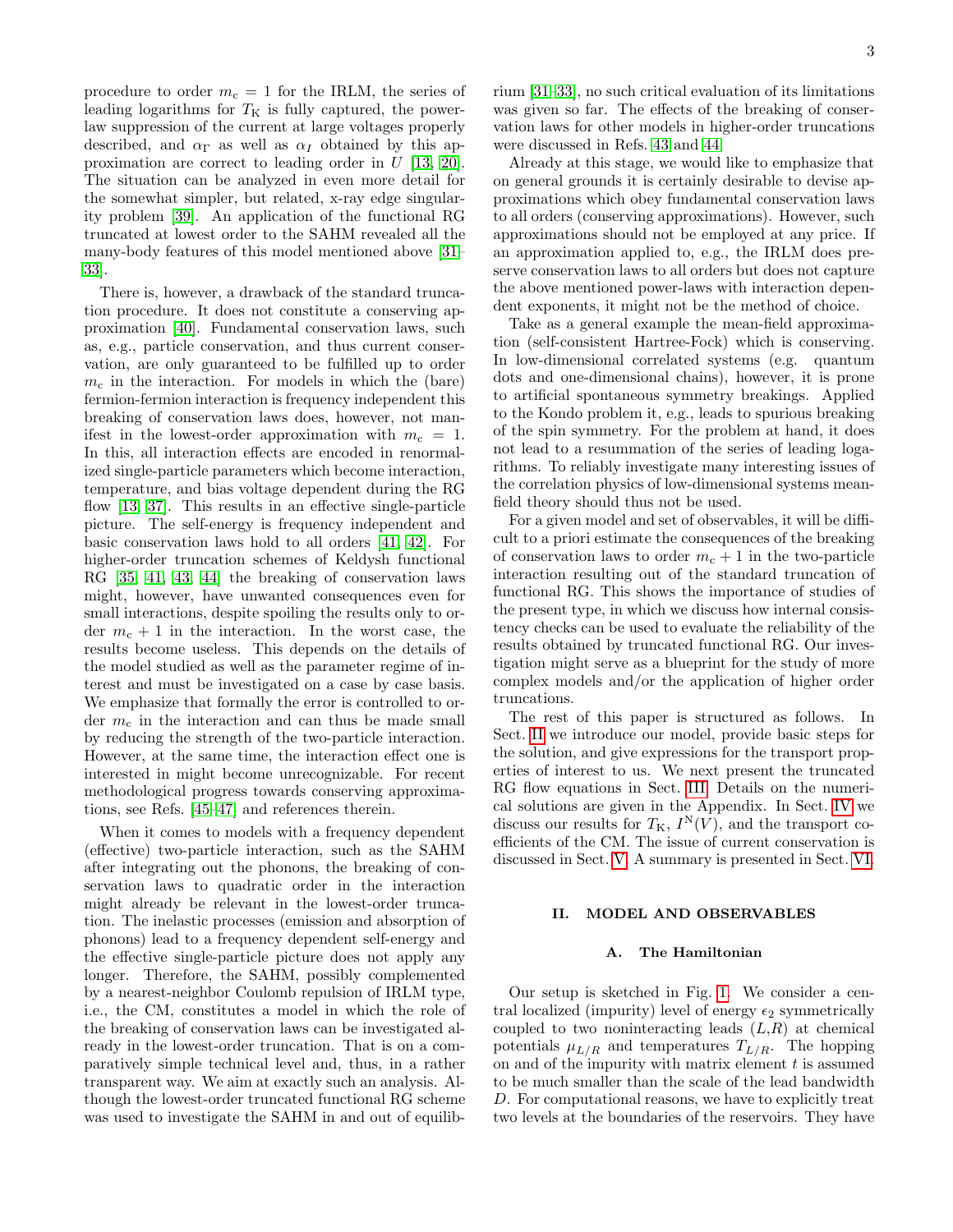procedure to order $m_c = 1$ for the IRLM, the series of leading logarithms for $T_K$ is fully captured, the power-law suppression of the current at large voltages properly described, and $\alpha_\Gamma$ as well as $\alpha_I$ obtained by this approximation are correct to leading order in $U$ [13, 20]. The situation can be analyzed in even more detail for the somewhat simpler, but related, x-ray edge singularity problem [39]. An application of the functional RG truncated at lowest order to the SAHM revealed all the many-body features of this model mentioned above [31–33].

There is, however, a drawback of the standard truncation procedure. It does not constitute a conserving approximation [40]. Fundamental conservation laws, such as, e.g., particle conservation, and thus current conservation, are only guaranteed to be fulfilled up to order $m_c$ in the interaction. For models in which the (bare) fermion-fermion interaction is frequency independent this breaking of conservation laws does, however, not manifest in the lowest-order approximation with $m_c = 1$. In this, all interaction effects are encoded in renormalized single-particle parameters which become interaction, temperature, and bias voltage dependent during the RG flow [13, 37]. This results in an effective single-particle picture. The self-energy is frequency independent and basic conservation laws hold to all orders [41, 42]. For higher-order truncation schemes of Keldysh functional RG [35, 41, 43, 44] the breaking of conservation laws might, however, have unwanted consequences even for small interactions, despite spoiling the results only to order $m_c + 1$ in the interaction. In the worst case, the results become useless. This depends on the details of the model studied as well as the parameter regime of interest and must be investigated on a case by case basis. We emphasize that formally the error is controlled to order $m_c$ in the interaction and can thus be made small by reducing the strength of the two-particle interaction. However, at the same time, the interaction effect one is interested in might become unrecognizable. For recent methodological progress towards conserving approximations, see Refs. [45–47] and references therein.

When it comes to models with a frequency dependent (effective) two-particle interaction, such as the SAHM after integrating out the phonons, the breaking of conservation laws to quadratic order in the interaction might already be relevant in the lowest-order truncation. The inelastic processes (emission and absorption of phonons) lead to a frequency dependent self-energy and the effective single-particle picture does not apply any longer. Therefore, the SAHM, possibly complemented by a nearest-neighbor Coulomb repulsion of IRLM type, i.e., the CM, constitutes a model in which the role of the breaking of conservation laws can be investigated already in the lowest-order truncation. That is on a comparatively simple technical level and, thus, in a rather transparent way. We aim at exactly such an analysis. Although the lowest-order truncated functional RG scheme was used to investigate the SAHM in and out of equilibrium [31–33], no such critical evaluation of its limitations was given so far. The effects of the breaking of conservation laws for other models in higher-order truncations were discussed in Refs. 43 and 44.

Already at this stage, we would like to emphasize that on general grounds it is certainly desirable to devise approximations which obey fundamental conservation laws to all orders (conserving approximations). However, such approximations should not be employed at any price. If an approximation applied to, e.g., the IRLM does preserve conservation laws to all orders but does not capture the above mentioned power-laws with interaction dependent exponents, it might not be the method of choice.

Take as a general example the mean-field approximation (self-consistent Hartree-Fock) which is conserving. In low-dimensional correlated systems (e.g. quantum dots and one-dimensional chains), however, it is prone to artificial spontaneous symmetry breakings. Applied to the Kondo problem it, e.g., leads to spurious breaking of the spin symmetry. For the problem at hand, it does not lead to a resummation of the series of leading logarithms. To reliably investigate many interesting issues of the correlation physics of low-dimensional systems mean-field theory should thus not be used.

For a given model and set of observables, it will be difficult to a priori estimate the consequences of the breaking of conservation laws to order $m_c + 1$ in the two-particle interaction resulting out of the standard truncation of functional RG. This shows the importance of studies of the present type, in which we discuss how internal consistency checks can be used to evaluate the reliability of the results obtained by truncated functional RG. Our investigation might serve as a blueprint for the study of more complex models and/or the application of higher order truncations.

The rest of this paper is structured as follows. In Sect. II we introduce our model, provide basic steps for the solution, and give expressions for the transport properties of interest to us. We next present the truncated RG flow equations in Sect. III. Details on the numerical solutions are given in the Appendix. In Sect. IV we discuss our results for $T_K$, $I^N(V)$, and the transport coefficients of the CM. The issue of current conservation is discussed in Sect. V. A summary is presented in Sect. VI.

## II. MODEL AND OBSERVABLES

### A. The Hamiltonian

Our setup is sketched in Fig. 1. We consider a central localized (impurity) level of energy $\epsilon_2$ symmetrically coupled to two noninteracting leads ($L$,$R$) at chemical potentials $\mu_{L/R}$ and temperatures $T_{L/R}$. The hopping on and of the impurity with matrix element $t$ is assumed to be much smaller than the scale of the lead bandwidth $D$. For computational reasons, we have to explicitly treat two levels at the boundaries of the reservoirs. They have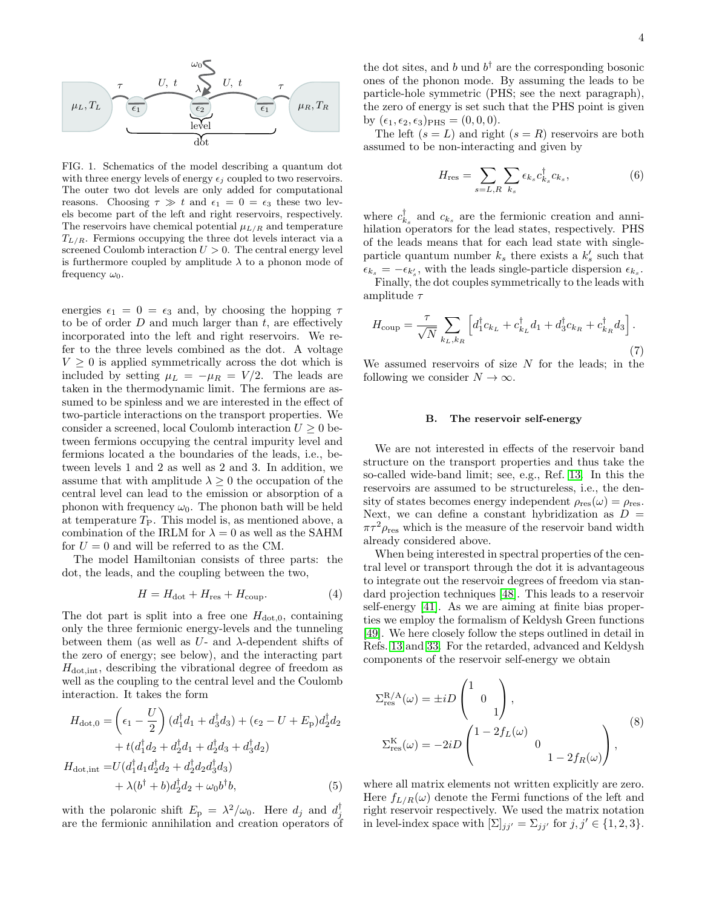FIG. 1. Schematics of the model describing a quantum dot with three energy levels of energy $\epsilon_j$ coupled to two reservoirs. The outer two dot levels are only added for computational reasons. Choosing $\tau \gg t$ and $\epsilon_1 = 0 = \epsilon_3$ these two levels become part of the left and right reservoirs, respectively. The reservoirs have chemical potential $\mu_{L/R}$ and temperature $T_{L/R}$. Fermions occupying the three dot levels interact via a screened Coulomb interaction $U > 0$. The central energy level is furthermore coupled by amplitude $\lambda$ to a phonon mode of frequency $\omega_0$.

energies $\epsilon_1 = 0 = \epsilon_3$ and, by choosing the hopping $\tau$ to be of order $D$ and much larger than $t$, are effectively incorporated into the left and right reservoirs. We refer to the three levels combined as the dot. A voltage $V \geq 0$ is applied symmetrically across the dot which is included by setting $\mu_L = -\mu_R = V/2$. The leads are taken in the thermodynamic limit. The fermions are assumed to be spinless and we are interested in the effect of two-particle interactions on the transport properties. We consider a screened, local Coulomb interaction $U \geq 0$ between fermions occupying the central impurity level and fermions located a the boundaries of the leads, i.e., between levels 1 and 2 as well as 2 and 3. In addition, we assume that with amplitude $\lambda \geq 0$ the occupation of the central level can lead to the emission or absorption of a phonon with frequency $\omega_0$. The phonon bath will be held at temperature $T_\mathrm{P}$. This model is, as mentioned above, a combination of the IRLM for $\lambda = 0$ as well as the SAHM for $U = 0$ and will be referred to as the CM.

The model Hamiltonian consists of three parts: the dot, the leads, and the coupling between the two,

$$H = H_\mathrm{dot} + H_\mathrm{res} + H_\mathrm{coup}. \tag{4}$$

The dot part is split into a free one $H_{\mathrm{dot},0}$, containing only the three fermionic energy-levels and the tunneling between them (as well as $U$- and $\lambda$-dependent shifts of the zero of energy; see below), and the interacting part $H_{\mathrm{dot,int}}$, describing the vibrational degree of freedom as well as the coupling to the central level and the Coulomb interaction. It takes the form

$$\begin{aligned}
H_{\mathrm{dot},0} =& \left(\epsilon_1 - \frac{U}{2}\right)(d_1^\dagger d_1 + d_3^\dagger d_3) + (\epsilon_2 - U + E_\mathrm{p}) d_2^\dagger d_2 \\
&+ t(d_1^\dagger d_2 + d_2^\dagger d_1 + d_2^\dagger d_3 + d_3^\dagger d_2) \\
H_{\mathrm{dot,int}} =& U(d_1^\dagger d_1 d_2^\dagger d_2 + d_2^\dagger d_2 d_3^\dagger d_3) \\
&+ \lambda(b^\dagger + b) d_2^\dagger d_2 + \omega_0 b^\dagger b,
\end{aligned} \tag{5}$$

with the polaronic shift $E_\mathrm{p} = \lambda^2/\omega_0$. Here $d_j$ and $d_j^\dagger$ are the fermionic annihilation and creation operators of the dot sites, and $b$ und $b^\dagger$ are the corresponding bosonic ones of the phonon mode. By assuming the leads to be particle-hole symmetric (PHS; see the next paragraph), the zero of energy is set such that the PHS point is given by $(\epsilon_1, \epsilon_2, \epsilon_3)_\mathrm{PHS} = (0, 0, 0)$.

The left ($s = L$) and right ($s = R$) reservoirs are both assumed to be non-interacting and given by

$$H_\mathrm{res} = \sum_{s=L,R} \sum_{k_s} \epsilon_{k_s} c_{k_s}^\dagger c_{k_s}, \tag{6}$$

where $c_{k_s}^\dagger$ and $c_{k_s}$ are the fermionic creation and annihilation operators for the lead states, respectively. PHS of the leads means that for each lead state with single-particle quantum number $k_s$ there exists a $k_s'$ such that $\epsilon_{k_s} = -\epsilon_{k_s'}$, with the leads single-particle dispersion $\epsilon_{k_s}$.

Finally, the dot couples symmetrically to the leads with amplitude $\tau$

$$H_\mathrm{coup} = \frac{\tau}{\sqrt{N}} \sum_{k_L, k_R} \left[ d_1^\dagger c_{k_L} + c_{k_L}^\dagger d_1 + d_3^\dagger c_{k_R} + c_{k_R}^\dagger d_3 \right]. \tag{7}$$

We assumed reservoirs of size $N$ for the leads; in the following we consider $N \to \infty$.

### B. The reservoir self-energy

We are not interested in effects of the reservoir band structure on the transport properties and thus take the so-called wide-band limit; see, e.g., Ref. [13]. In this the reservoirs are assumed to be structureless, i.e., the density of states becomes energy independent $\rho_\mathrm{res}(\omega) = \rho_\mathrm{res}$. Next, we can define a constant hybridization as $D = \pi\tau^2\rho_\mathrm{res}$ which is the measure of the reservoir band width already considered above.

When being interested in spectral properties of the central level or transport through the dot it is advantageous to integrate out the reservoir degrees of freedom via standard projection techniques [48]. This leads to a reservoir self-energy [41]. As we are aiming at finite bias properties we employ the formalism of Keldysh Green functions [49]. We here closely follow the steps outlined in detail in Refs. [13] and [33]. For the retarded, advanced and Keldysh components of the reservoir self-energy we obtain

$$\begin{aligned}
\Sigma_\mathrm{res}^\mathrm{R/A}(\omega) &= \pm iD \begin{pmatrix} 1 & & \\ & 0 & \\ & & 1 \end{pmatrix}, \\
\Sigma_\mathrm{res}^\mathrm{K}(\omega) &= -2iD \begin{pmatrix} 1 - 2f_L(\omega) & & \\ & 0 & \\ & & 1 - 2f_R(\omega) \end{pmatrix},
\end{aligned} \tag{8}$$

where all matrix elements not written explicitly are zero. Here $f_{L/R}(\omega)$ denote the Fermi functions of the left and right reservoir respectively. We used the matrix notation in level-index space with $[\Sigma]_{jj'} = \Sigma_{jj'}$ for $j, j' \in \{1, 2, 3\}$.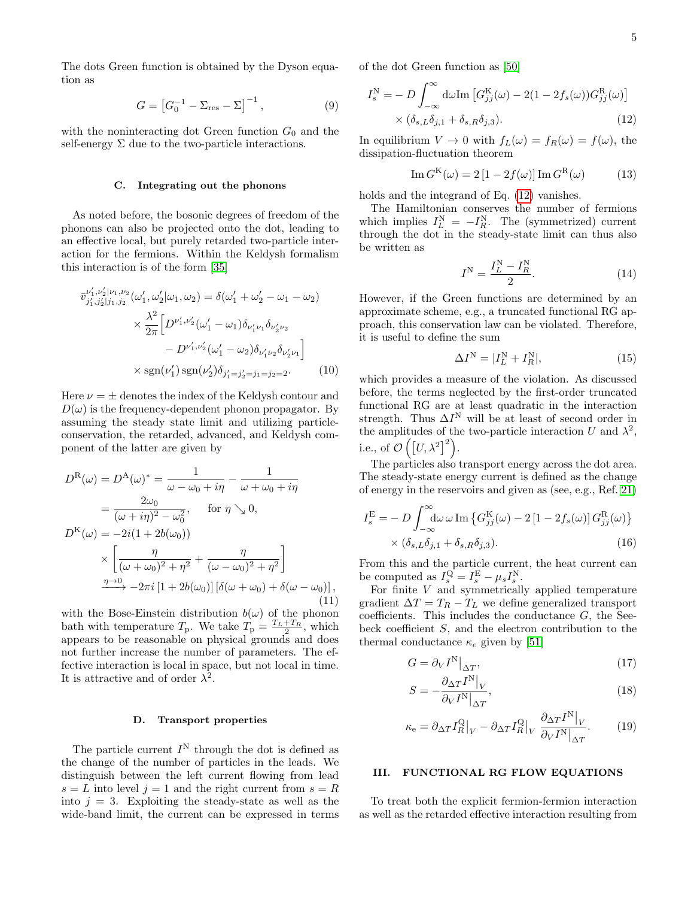The dots Green function is obtained by the Dyson equation as

$$G = \left[G_0^{-1} - \Sigma_{\rm res} - \Sigma\right]^{-1}, \tag{9}$$

with the noninteracting dot Green function $G_0$ and the self-energy $\Sigma$ due to the two-particle interactions.

### C. Integrating out the phonons

As noted before, the bosonic degrees of freedom of the phonons can also be projected onto the dot, leading to an effective local, but purely retarded two-particle interaction for the fermions. Within the Keldysh formalism this interaction is of the form [35]

$$\begin{aligned}
\bar{v}^{\nu_1',\nu_2'|\nu_1,\nu_2}_{j_1',j_2'|j_1,j_2}(\omega_1',\omega_2'|\omega_1,\omega_2) &= \delta(\omega_1'+\omega_2'-\omega_1-\omega_2)\\
&\times \frac{\lambda^2}{2\pi}\Big[D^{\nu_1',\nu_2'}(\omega_1'-\omega_1)\delta_{\nu_1'\nu_1}\delta_{\nu_2'\nu_2}\\
&\quad - D^{\nu_1',\nu_2'}(\omega_1'-\omega_2)\delta_{\nu_1'\nu_2}\delta_{\nu_2'\nu_1}\Big]\\
&\times \operatorname{sgn}(\nu_1')\operatorname{sgn}(\nu_2')\delta_{j_1'=j_2'=j_1=j_2=2}.
\end{aligned} \tag{10}$$

Here $\nu = \pm$ denotes the index of the Keldysh contour and $D(\omega)$ is the frequency-dependent phonon propagator. By assuming the steady state limit and utilizing particle-conservation, the retarded, advanced, and Keldysh component of the latter are given by

$$\begin{aligned}
D^{\rm R}(\omega) &= D^{\rm A}(\omega)^* = \frac{1}{\omega-\omega_0+i\eta} - \frac{1}{\omega+\omega_0+i\eta}\\
&= \frac{2\omega_0}{(\omega+i\eta)^2-\omega_0^2}, \quad \text{for } \eta \searrow 0,\\
D^{\rm K}(\omega) &= -2i(1+2b(\omega_0))\\
&\times\left[\frac{\eta}{(\omega+\omega_0)^2+\eta^2} + \frac{\eta}{(\omega-\omega_0)^2+\eta^2}\right]\\
&\xrightarrow{\eta\to 0} -2\pi i\left[1+2b(\omega_0)\right]\left[\delta(\omega+\omega_0)+\delta(\omega-\omega_0)\right],
\end{aligned} \tag{11}$$

with the Bose-Einstein distribution $b(\omega)$ of the phonon bath with temperature $T_{\rm p}$. We take $T_{\rm p} = \frac{T_L+T_R}{2}$, which appears to be reasonable on physical grounds and does not further increase the number of parameters. The effective interaction is local in space, but not local in time. It is attractive and of order $\lambda^2$.

### D. Transport properties

The particle current $I^{\rm N}$ through the dot is defined as the change of the number of particles in the leads. We distinguish between the left current flowing from lead $s = L$ into level $j = 1$ and the right current from $s = R$ into $j = 3$. Exploiting the steady-state as well as the wide-band limit, the current can be expressed in terms of the dot Green function as [50]

$$\begin{aligned}
I_s^{\rm N} = &- D\int_{-\infty}^{\infty}{\rm d}\omega\,{\rm Im}\left[G^{\rm K}_{jj}(\omega) - 2(1-2f_s(\omega))G^{\rm R}_{jj}(\omega)\right]\\
&\times(\delta_{s,L}\delta_{j,1}+\delta_{s,R}\delta_{j,3}).
\end{aligned} \tag{12}$$

In equilibrium $V \to 0$ with $f_L(\omega) = f_R(\omega) = f(\omega)$, the dissipation-fluctuation theorem

$${\rm Im}\,G^{\rm K}(\omega) = 2\left[1-2f(\omega)\right]{\rm Im}\,G^{\rm R}(\omega) \tag{13}$$

holds and the integrand of Eq. (12) vanishes.

The Hamiltonian conserves the number of fermions which implies $I_L^{\rm N} = -I_R^{\rm N}$. The (symmetrized) current through the dot in the steady-state limit can thus also be written as

$$I^{\rm N} = \frac{I_L^{\rm N} - I_R^{\rm N}}{2}. \tag{14}$$

However, if the Green functions are determined by an approximate scheme, e.g., a truncated functional RG approach, this conservation law can be violated. Therefore, it is useful to define the sum

$$\Delta I^{\rm N} = |I_L^{\rm N} + I_R^{\rm N}|, \tag{15}$$

which provides a measure of the violation. As discussed before, the terms neglected by the first-order truncated functional RG are at least quadratic in the interaction strength. Thus $\Delta I^{\rm N}$ will be at least of second order in the amplitudes of the two-particle interaction $U$ and $\lambda^2$, i.e., of $\mathcal{O}\left(\left[U,\lambda^2\right]^2\right)$.

The particles also transport energy across the dot area. The steady-state energy current is defined as the change of energy in the reservoirs and given as (see, e.g., Ref. 21)

$$\begin{aligned}
I_s^{\rm E} = &- D\int_{-\infty}^{\infty}{\rm d}\omega\,\omega\,{\rm Im}\left\{G^{\rm K}_{jj}(\omega) - 2\left[1-2f_s(\omega)\right]G^{\rm R}_{jj}(\omega)\right\}\\
&\times(\delta_{s,L}\delta_{j,1}+\delta_{s,R}\delta_{j,3}).
\end{aligned} \tag{16}$$

From this and the particle current, the heat current can be computed as $I_s^{\rm Q} = I_s^{\rm E} - \mu_s I_s^{\rm N}$.

For finite $V$ and symmetrically applied temperature gradient $\Delta T = T_R - T_L$ we define generalized transport coefficients. This includes the conductance $G$, the Seebeck coefficient $S$, and the electron contribution to the thermal conductance $\kappa_e$ given by [51]

$$G = \partial_V I^{\rm N}\big|_{\Delta T}, \tag{17}$$

$$S = -\frac{\partial_{\Delta T} I^{\rm N}\big|_V}{\partial_V I^{\rm N}\big|_{\Delta T}}, \tag{18}$$

$$\kappa_{\rm e} = \partial_{\Delta T} I_R^{\rm Q}\big|_V - \partial_{\Delta T} I_R^{\rm Q}\big|_V\,\frac{\partial_{\Delta T} I^{\rm N}\big|_V}{\partial_V I^{\rm N}\big|_{\Delta T}}. \tag{19}$$

## III. FUNCTIONAL RG FLOW EQUATIONS

To treat both the explicit fermion-fermion interaction as well as the retarded effective interaction resulting from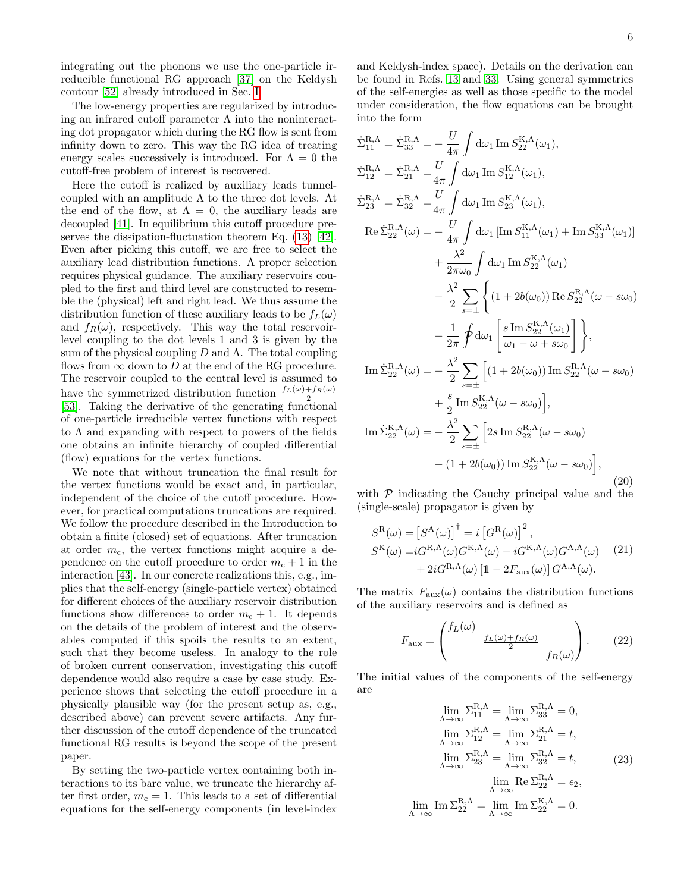integrating out the phonons we use the one-particle irreducible functional RG approach [37] on the Keldysh contour [52] already introduced in Sec. I.

The low-energy properties are regularized by introducing an infrared cutoff parameter $\Lambda$ into the noninteracting dot propagator which during the RG flow is sent from infinity down to zero. This way the RG idea of treating energy scales successively is introduced. For $\Lambda = 0$ the cutoff-free problem of interest is recovered.

Here the cutoff is realized by auxiliary leads tunnel-coupled with an amplitude $\Lambda$ to the three dot levels. At the end of the flow, at $\Lambda = 0$, the auxiliary leads are decoupled [41]. In equilibrium this cutoff procedure preserves the dissipation-fluctuation theorem Eq. (13) [42]. Even after picking this cutoff, we are free to select the auxiliary lead distribution functions. A proper selection requires physical guidance. The auxiliary reservoirs coupled to the first and third level are constructed to resemble the (physical) left and right lead. We thus assume the distribution function of these auxiliary leads to be $f_L(\omega)$ and $f_R(\omega)$, respectively. This way the total reservoir-level coupling to the dot levels 1 and 3 is given by the sum of the physical coupling $D$ and $\Lambda$. The total coupling flows from $\infty$ down to $D$ at the end of the RG procedure. The reservoir coupled to the central level is assumed to have the symmetrized distribution function $\frac{f_L(\omega)+f_R(\omega)}{2}$ [53]. Taking the derivative of the generating functional of one-particle irreducible vertex functions with respect to $\Lambda$ and expanding with respect to powers of the fields one obtains an infinite hierarchy of coupled differential (flow) equations for the vertex functions.

We note that without truncation the final result for the vertex functions would be exact and, in particular, independent of the choice of the cutoff procedure. However, for practical computations truncations are required. We follow the procedure described in the Introduction to obtain a finite (closed) set of equations. After truncation at order $m_c$, the vertex functions might acquire a dependence on the cutoff procedure to order $m_c + 1$ in the interaction [43]. In our concrete realizations this, e.g., implies that the self-energy (single-particle vertex) obtained for different choices of the auxiliary reservoir distribution functions show differences to order $m_c + 1$. It depends on the details of the problem of interest and the observables computed if this spoils the results to an extent, such that they become useless. In analogy to the role of broken current conservation, investigating this cutoff dependence would also require a case by case study. Experience shows that selecting the cutoff procedure in a physically plausible way (for the present setup as, e.g., described above) can prevent severe artifacts. Any further discussion of the cutoff dependence of the truncated functional RG results is beyond the scope of the present paper.

By setting the two-particle vertex containing both interactions to its bare value, we truncate the hierarchy after first order, $m_c = 1$. This leads to a set of differential equations for the self-energy components (in level-index and Keldysh-index space). Details on the derivation can be found in Refs. 13 and 33. Using general symmetries of the self-energies as well as those specific to the model under consideration, the flow equations can be brought into the form

$$
\begin{aligned}
\dot{\Sigma}^{\mathrm{R},\Lambda}_{11} = \dot{\Sigma}^{\mathrm{R},\Lambda}_{33} =& -\frac{U}{4\pi}\int \mathrm{d}\omega_1 \,\mathrm{Im}\, S^{\mathrm{K},\Lambda}_{22}(\omega_1),\\
\dot{\Sigma}^{\mathrm{R},\Lambda}_{12} = \dot{\Sigma}^{\mathrm{R},\Lambda}_{21} =& \frac{U}{4\pi}\int \mathrm{d}\omega_1 \,\mathrm{Im}\, S^{\mathrm{K},\Lambda}_{12}(\omega_1),\\
\dot{\Sigma}^{\mathrm{R},\Lambda}_{23} = \dot{\Sigma}^{\mathrm{R},\Lambda}_{32} =& \frac{U}{4\pi}\int \mathrm{d}\omega_1 \,\mathrm{Im}\, S^{\mathrm{K},\Lambda}_{23}(\omega_1),\\
\mathrm{Re}\,\dot{\Sigma}^{\mathrm{R},\Lambda}_{22}(\omega) =& -\frac{U}{4\pi}\int \mathrm{d}\omega_1 \left[\mathrm{Im}\, S^{\mathrm{K},\Lambda}_{11}(\omega_1) + \mathrm{Im}\, S^{\mathrm{K},\Lambda}_{33}(\omega_1)\right]\\
&+ \frac{\lambda^2}{2\pi\omega_0}\int \mathrm{d}\omega_1 \,\mathrm{Im}\, S^{\mathrm{K},\Lambda}_{22}(\omega_1)\\
&- \frac{\lambda^2}{2}\sum_{s=\pm}\Bigg\{(1+2b(\omega_0))\,\mathrm{Re}\, S^{\mathrm{R},\Lambda}_{22}(\omega - s\omega_0)\\
&- \frac{1}{2\pi}\,\mathcal{P}\!\!\int \mathrm{d}\omega_1 \left[\frac{s\,\mathrm{Im}\, S^{\mathrm{K},\Lambda}_{22}(\omega_1)}{\omega_1 - \omega + s\omega_0}\right]\Bigg\},\\
\mathrm{Im}\,\dot{\Sigma}^{\mathrm{R},\Lambda}_{22}(\omega) =& -\frac{\lambda^2}{2}\sum_{s=\pm}\Big[(1+2b(\omega_0))\,\mathrm{Im}\, S^{\mathrm{R},\Lambda}_{22}(\omega - s\omega_0)\\
&+ \frac{s}{2}\,\mathrm{Im}\, S^{\mathrm{K},\Lambda}_{22}(\omega - s\omega_0)\Big],\\
\mathrm{Im}\,\dot{\Sigma}^{\mathrm{K},\Lambda}_{22}(\omega) =& -\frac{\lambda^2}{2}\sum_{s=\pm}\Big[2s\,\mathrm{Im}\, S^{\mathrm{R},\Lambda}_{22}(\omega - s\omega_0)\\
&- (1+2b(\omega_0))\,\mathrm{Im}\, S^{\mathrm{K},\Lambda}_{22}(\omega - s\omega_0)\Big],
\end{aligned}
\tag{20}
$$

with $\mathcal{P}$ indicating the Cauchy principal value and the (single-scale) propagator is given by

$$
\begin{aligned}
S^{\mathrm{R}}(\omega) =& \left[S^{\mathrm{A}}(\omega)\right]^{\dagger} = i\left[G^{\mathrm{R}}(\omega)\right]^2,\\
S^{\mathrm{K}}(\omega) =& iG^{\mathrm{R},\Lambda}(\omega)G^{\mathrm{K},\Lambda}(\omega) - iG^{\mathrm{K},\Lambda}(\omega)G^{\mathrm{A},\Lambda}(\omega)\\
&+ 2iG^{\mathrm{R},\Lambda}(\omega)\left[\mathbb{1} - 2F_{\mathrm{aux}}(\omega)\right]G^{\mathrm{A},\Lambda}(\omega).
\end{aligned}
\tag{21}
$$

The matrix $F_{\mathrm{aux}}(\omega)$ contains the distribution functions of the auxiliary reservoirs and is defined as

$$
F_{\mathrm{aux}} = \begin{pmatrix} f_L(\omega) & & \\ & \frac{f_L(\omega)+f_R(\omega)}{2} & \\ & & f_R(\omega) \end{pmatrix}.
\tag{22}
$$

The initial values of the components of the self-energy are

$$
\begin{aligned}
\lim_{\Lambda\to\infty}\Sigma^{\mathrm{R},\Lambda}_{11} = \lim_{\Lambda\to\infty}\Sigma^{\mathrm{R},\Lambda}_{33} &= 0,\\
\lim_{\Lambda\to\infty}\Sigma^{\mathrm{R},\Lambda}_{12} = \lim_{\Lambda\to\infty}\Sigma^{\mathrm{R},\Lambda}_{21} &= t,\\
\lim_{\Lambda\to\infty}\Sigma^{\mathrm{R},\Lambda}_{23} = \lim_{\Lambda\to\infty}\Sigma^{\mathrm{R},\Lambda}_{32} &= t,\\
\lim_{\Lambda\to\infty}\mathrm{Re}\,\Sigma^{\mathrm{R},\Lambda}_{22} &= \epsilon_2,\\
\lim_{\Lambda\to\infty}\mathrm{Im}\,\Sigma^{\mathrm{R},\Lambda}_{22} = \lim_{\Lambda\to\infty}\mathrm{Im}\,\Sigma^{\mathrm{K},\Lambda}_{22} &= 0.
\end{aligned}
\tag{23}
$$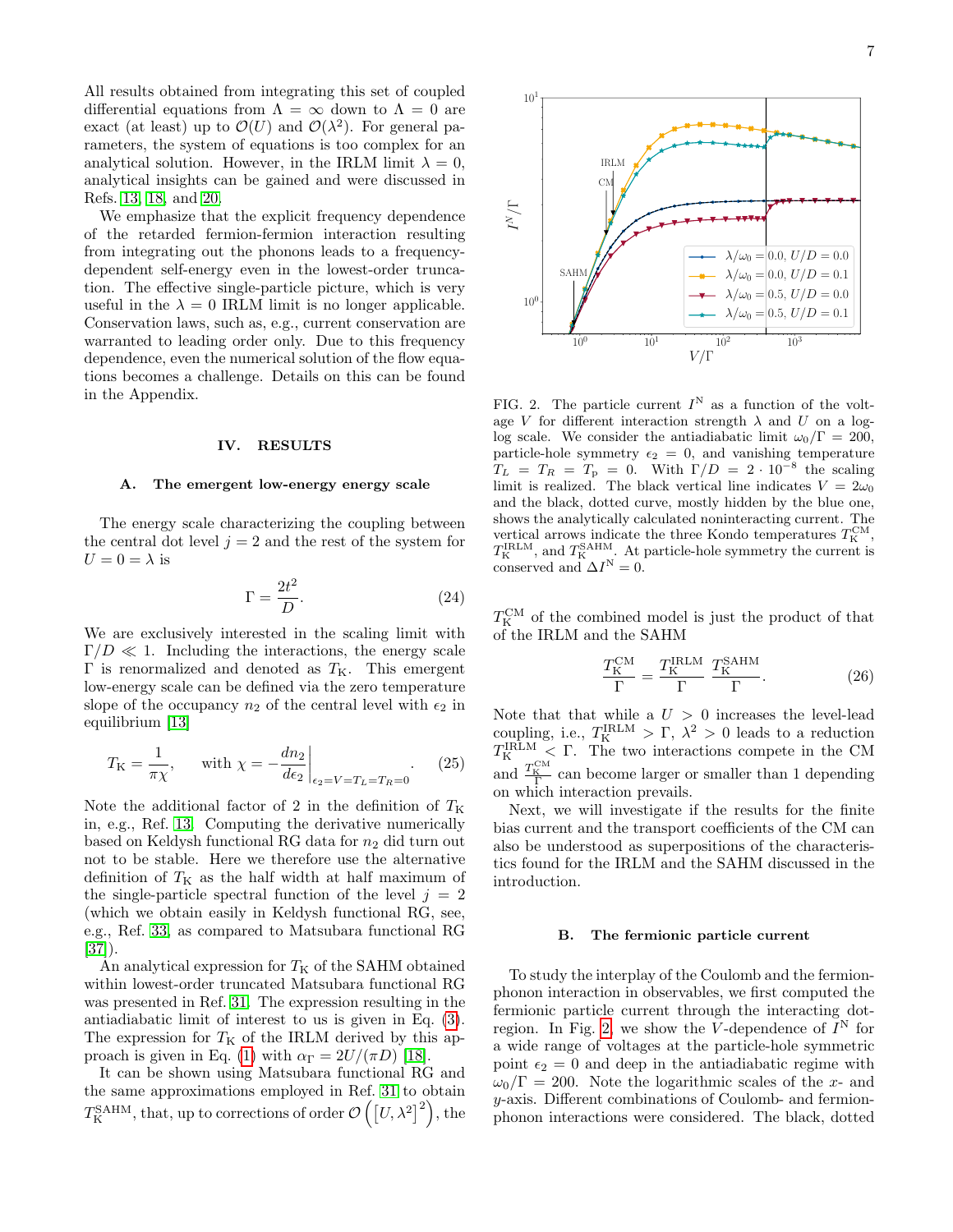All results obtained from integrating this set of coupled differential equations from $\Lambda = \infty$ down to $\Lambda = 0$ are exact (at least) up to $\mathcal{O}(U)$ and $\mathcal{O}(\lambda^2)$. For general parameters, the system of equations is too complex for an analytical solution. However, in the IRLM limit $\lambda = 0$, analytical insights can be gained and were discussed in Refs. [13], [18], and [20].

We emphasize that the explicit frequency dependence of the retarded fermion-fermion interaction resulting from integrating out the phonons leads to a frequency-dependent self-energy even in the lowest-order truncation. The effective single-particle picture, which is very useful in the $\lambda = 0$ IRLM limit is no longer applicable. Conservation laws, such as, e.g., current conservation are warranted to leading order only. Due to this frequency dependence, even the numerical solution of the flow equations becomes a challenge. Details on this can be found in the Appendix.

## IV. RESULTS

### A. The emergent low-energy energy scale

The energy scale characterizing the coupling between the central dot level $j = 2$ and the rest of the system for $U = 0 = \lambda$ is

$$\Gamma = \frac{2t^2}{D}. \tag{24}$$

We are exclusively interested in the scaling limit with $\Gamma/D \ll 1$. Including the interactions, the energy scale $\Gamma$ is renormalized and denoted as $T_{\mathrm{K}}$. This emergent low-energy scale can be defined via the zero temperature slope of the occupancy $n_2$ of the central level with $\epsilon_2$ in equilibrium [13]

$$T_{\mathrm{K}} = \frac{1}{\pi\chi}, \qquad \text{with } \chi = -\left.\frac{dn_2}{d\epsilon_2}\right|_{\epsilon_2=V=T_L=T_R=0}. \tag{25}$$

Note the additional factor of 2 in the definition of $T_{\mathrm{K}}$ in, e.g., Ref. [13]. Computing the derivative numerically based on Keldysh functional RG data for $n_2$ did turn out not to be stable. Here we therefore use the alternative definition of $T_{\mathrm{K}}$ as the half width at half maximum of the single-particle spectral function of the level $j = 2$ (which we obtain easily in Keldysh functional RG, see, e.g., Ref. [33], as compared to Matsubara functional RG [37]).

An analytical expression for $T_{\mathrm{K}}$ of the SAHM obtained within lowest-order truncated Matsubara functional RG was presented in Ref. [31]. The expression resulting in the antiadiabatic limit of interest to us is given in Eq. (3). The expression for $T_{\mathrm{K}}$ of the IRLM derived by this approach is given in Eq. (1) with $\alpha_\Gamma = 2U/(\pi D)$ [18].

It can be shown using Matsubara functional RG and the same approximations employed in Ref. [31] to obtain $T_{\mathrm{K}}^{\mathrm{SAHM}}$, that, up to corrections of order $\mathcal{O}\left(\left[U, \lambda^2\right]^2\right)$, the $T_{\mathrm{K}}^{\mathrm{CM}}$ of the combined model is just the product of that of the IRLM and the SAHM

$$\frac{T_{\mathrm{K}}^{\mathrm{CM}}}{\Gamma} = \frac{T_{\mathrm{K}}^{\mathrm{IRLM}}}{\Gamma}\,\frac{T_{\mathrm{K}}^{\mathrm{SAHM}}}{\Gamma}. \tag{26}$$

Note that that while a $U > 0$ increases the level-lead coupling, i.e., $T_{\mathrm{K}}^{\mathrm{IRLM}} > \Gamma$, $\lambda^2 > 0$ leads to a reduction $T_{\mathrm{K}}^{\mathrm{IRLM}} < \Gamma$. The two interactions compete in the CM and $\frac{T_{\mathrm{K}}^{\mathrm{CM}}}{\Gamma}$ can become larger or smaller than 1 depending on which interaction prevails.

Next, we will investigate if the results for the finite bias current and the transport coefficients of the CM can also be understood as superpositions of the characteristics found for the IRLM and the SAHM discussed in the introduction.

FIG. 2. The particle current $I^{\mathrm{N}}$ as a function of the voltage $V$ for different interaction strength $\lambda$ and $U$ on a log-log scale. We consider the antiadiabatic limit $\omega_0/\Gamma = 200$, particle-hole symmetry $\epsilon_2 = 0$, and vanishing temperature $T_L = T_R = T_{\mathrm{p}} = 0$. With $\Gamma/D = 2\cdot 10^{-8}$ the scaling limit is realized. The black vertical line indicates $V = 2\omega_0$ and the black, dotted curve, mostly hidden by the blue one, shows the analytically calculated noninteracting current. The vertical arrows indicate the three Kondo temperatures $T_{\mathrm{K}}^{\mathrm{CM}}$, $T_{\mathrm{K}}^{\mathrm{IRLM}}$, and $T_{\mathrm{K}}^{\mathrm{SAHM}}$. At particle-hole symmetry the current is conserved and $\Delta I^{\mathrm{N}} = 0$.

### B. The fermionic particle current

To study the interplay of the Coulomb and the fermion-phonon interaction in observables, we first computed the fermionic particle current through the interacting dot-region. In Fig. 2, we show the $V$-dependence of $I^{\mathrm{N}}$ for a wide range of voltages at the particle-hole symmetric point $\epsilon_2 = 0$ and deep in the antiadiabatic regime $\omega_0/\Gamma = 200$. Note the logarithmic scales of the $x$- and $y$-axis. Different combinations of Coulomb- and fermion-phonon interactions were considered. The black, dotted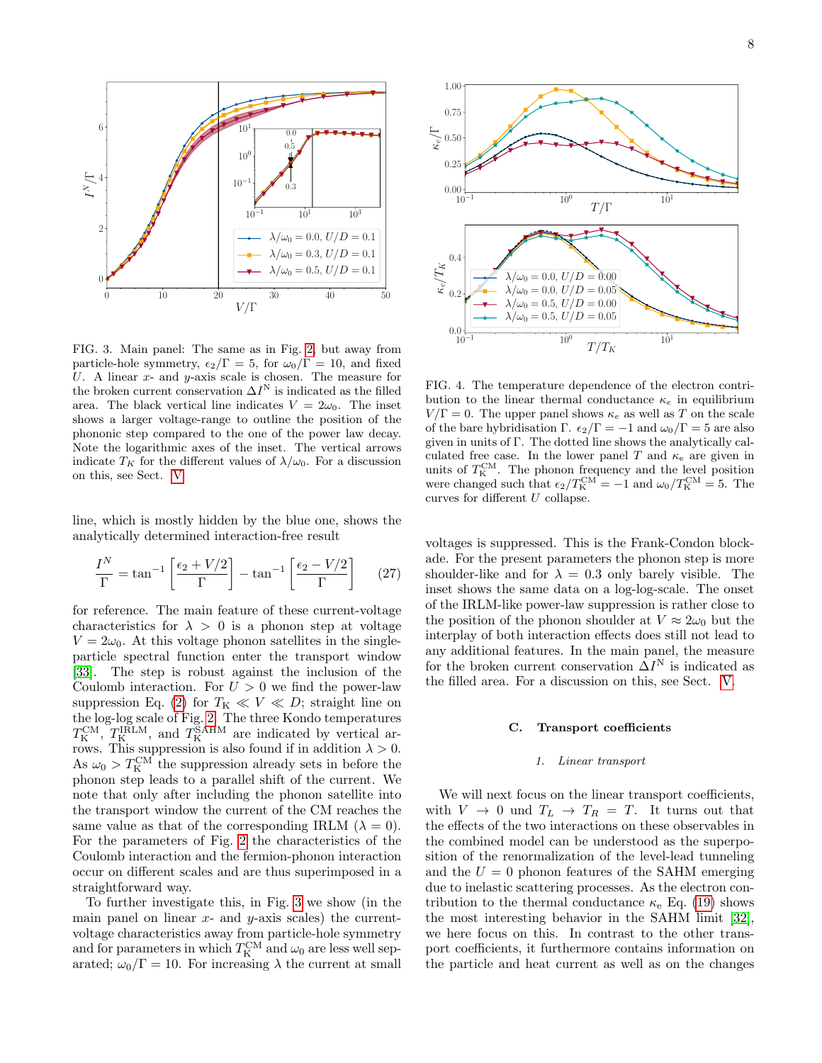FIG. 3. Main panel: The same as in Fig. 2, but away from particle-hole symmetry, $\epsilon_2/\Gamma = 5$, for $\omega_0/\Gamma = 10$, and fixed $U$. A linear $x$- and $y$-axis scale is chosen. The measure for the broken current conservation $\Delta I^{\mathrm{N}}$ is indicated as the filled area. The black vertical line indicates $V = 2\omega_0$. The inset shows a larger voltage-range to outline the position of the phononic step compared to the one of the power law decay. Note the logarithmic axes of the inset. The vertical arrows indicate $T_K$ for the different values of $\lambda/\omega_0$. For a discussion on this, see Sect. V.

FIG. 4. The temperature dependence of the electron contribution to the linear thermal conductance $\kappa_e$ in equilibrium $V/\Gamma = 0$. The upper panel shows $\kappa_e$ as well as $T$ on the scale of the bare hybridisation $\Gamma$. $\epsilon_2/\Gamma = -1$ and $\omega_0/\Gamma = 5$ are also given in units of $\Gamma$. The dotted line shows the analytically calculated free case. In the lower panel $T$ and $\kappa_e$ are given in units of $T_{\mathrm{K}}^{\mathrm{CM}}$. The phonon frequency and the level position were changed such that $\epsilon_2/T_{\mathrm{K}}^{\mathrm{CM}} = -1$ and $\omega_0/T_{\mathrm{K}}^{\mathrm{CM}} = 5$. The curves for different $U$ collapse.

line, which is mostly hidden by the blue one, shows the analytically determined interaction-free result

$$\frac{I^N}{\Gamma} = \tan^{-1}\left[\frac{\epsilon_2 + V/2}{\Gamma}\right] - \tan^{-1}\left[\frac{\epsilon_2 - V/2}{\Gamma}\right] \tag{27}$$

for reference. The main feature of these current-voltage characteristics for $\lambda > 0$ is a phonon step at voltage $V = 2\omega_0$. At this voltage phonon satellites in the single-particle spectral function enter the transport window [33]. The step is robust against the inclusion of the Coulomb interaction. For $U > 0$ we find the power-law suppression Eq. (2) for $T_{\mathrm{K}} \ll V \ll D$; straight line on the log-log scale of Fig. 2. The three Kondo temperatures $T_{\mathrm{K}}^{\mathrm{CM}}$, $T_{\mathrm{K}}^{\mathrm{IRLM}}$, and $T_{\mathrm{K}}^{\mathrm{SAHM}}$ are indicated by vertical arrows. This suppression is also found if in addition $\lambda > 0$. As $\omega_0 > T_{\mathrm{K}}^{\mathrm{CM}}$ the suppression already sets in before the phonon step leads to a parallel shift of the current. We note that only after including the phonon satellite into the transport window the current of the CM reaches the same value as that of the corresponding IRLM ($\lambda = 0$). For the parameters of Fig. 2 the characteristics of the Coulomb interaction and the fermion-phonon interaction occur on different scales and are thus superimposed in a straightforward way.

To further investigate this, in Fig. 3 we show (in the main panel on linear $x$- and $y$-axis scales) the current-voltage characteristics away from particle-hole symmetry and for parameters in which $T_{\mathrm{K}}^{\mathrm{CM}}$ and $\omega_0$ are less well separated; $\omega_0/\Gamma = 10$. For increasing $\lambda$ the current at small voltages is suppressed. This is the Frank-Condon blockade. For the present parameters the phonon step is more shoulder-like and for $\lambda = 0.3$ only barely visible. The inset shows the same data on a log-log-scale. The onset of the IRLM-like power-law suppression is rather close to the position of the phonon shoulder at $V \approx 2\omega_0$ but the interplay of both interaction effects does still not lead to any additional features. In the main panel, the measure for the broken current conservation $\Delta I^{\mathrm{N}}$ is indicated as the filled area. For a discussion on this, see Sect. V.

### C. Transport coefficients

#### 1. Linear transport

We will next focus on the linear transport coefficients, with $V \to 0$ und $T_L \to T_R = T$. It turns out that the effects of the two interactions on these observables in the combined model can be understood as the superposition of the renormalization of the level-lead tunneling and the $U = 0$ phonon features of the SAHM emerging due to inelastic scattering processes. As the electron contribution to the thermal conductance $\kappa_{\mathrm{e}}$ Eq. (19) shows the most interesting behavior in the SAHM limit [32], we here focus on this. In contrast to the other transport coefficients, it furthermore contains information on the particle and heat current as well as on the changes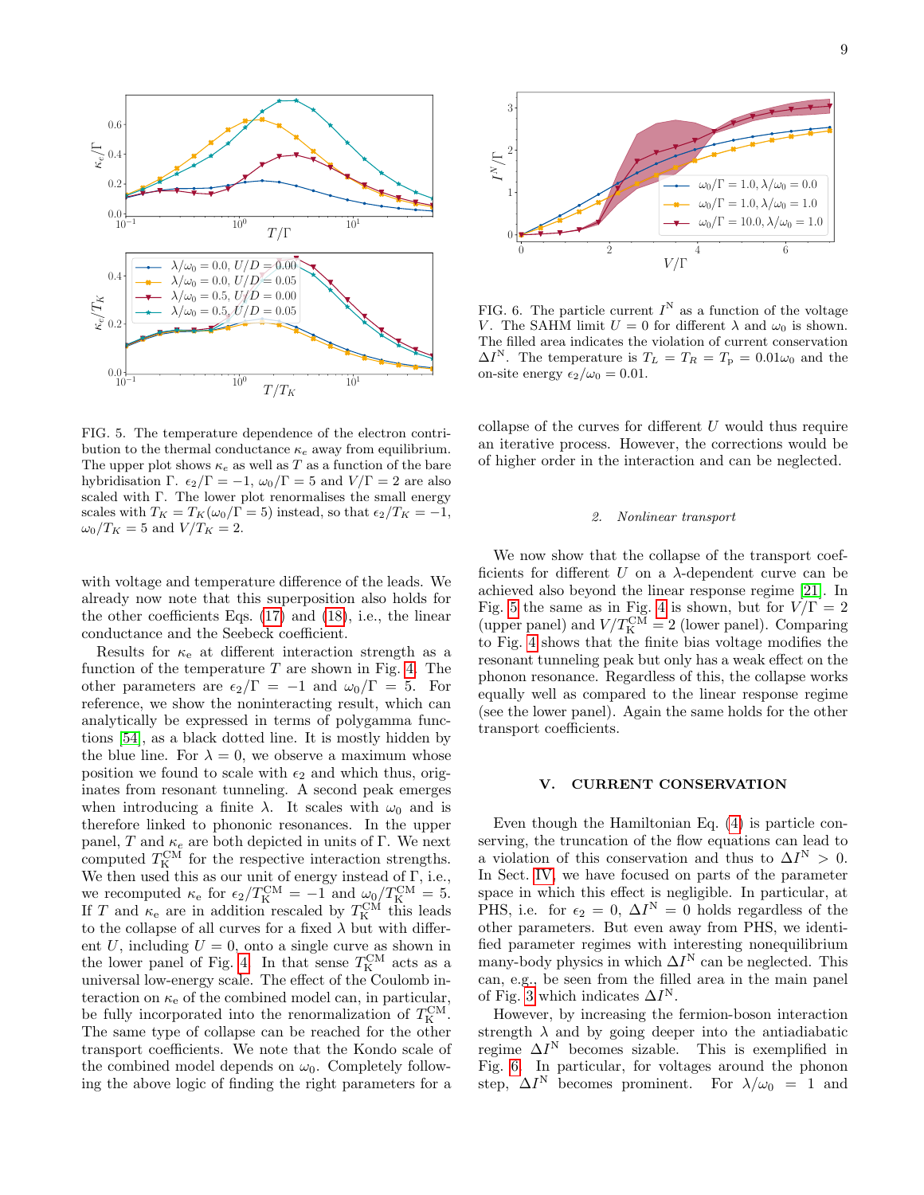FIG. 5. The temperature dependence of the electron contribution to the thermal conductance $\kappa_e$ away from equilibrium. The upper plot shows $\kappa_e$ as well as $T$ as a function of the bare hybridisation $\Gamma$. $\epsilon_2/\Gamma = -1$, $\omega_0/\Gamma = 5$ and $V/\Gamma = 2$ are also scaled with $\Gamma$. The lower plot renormalises the small energy scales with $T_K = T_K(\omega_0/\Gamma = 5)$ instead, so that $\epsilon_2/T_K = -1$, $\omega_0/T_K = 5$ and $V/T_K = 2$.

with voltage and temperature difference of the leads. We already now note that this superposition also holds for the other coefficients Eqs. (17) and (18), i.e., the linear conductance and the Seebeck coefficient.

Results for $\kappa_e$ at different interaction strength as a function of the temperature $T$ are shown in Fig. 4. The other parameters are $\epsilon_2/\Gamma = -1$ and $\omega_0/\Gamma = 5$. For reference, we show the noninteracting result, which can analytically be expressed in terms of polygamma functions [54], as a black dotted line. It is mostly hidden by the blue line. For $\lambda = 0$, we observe a maximum whose position we found to scale with $\epsilon_2$ and which thus, originates from resonant tunneling. A second peak emerges when introducing a finite $\lambda$. It scales with $\omega_0$ and is therefore linked to phononic resonances. In the upper panel, $T$ and $\kappa_e$ are both depicted in units of $\Gamma$. We next computed $T_K^{\mathrm{CM}}$ for the respective interaction strengths. We then used this as our unit of energy instead of $\Gamma$, i.e., we recomputed $\kappa_e$ for $\epsilon_2/T_K^{\mathrm{CM}} = -1$ and $\omega_0/T_K^{\mathrm{CM}} = 5$. If $T$ and $\kappa_e$ are in addition rescaled by $T_K^{\mathrm{CM}}$ this leads to the collapse of all curves for a fixed $\lambda$ but with different $U$, including $U = 0$, onto a single curve as shown in the lower panel of Fig. 4. In that sense $T_K^{\mathrm{CM}}$ acts as a universal low-energy scale. The effect of the Coulomb interaction on $\kappa_e$ of the combined model can, in particular, be fully incorporated into the renormalization of $T_K^{\mathrm{CM}}$. The same type of collapse can be reached for the other transport coefficients. We note that the Kondo scale of the combined model depends on $\omega_0$. Completely following the above logic of finding the right parameters for a collapse of the curves for different $U$ would thus require an iterative process. However, the corrections would be of higher order in the interaction and can be neglected.

FIG. 6. The particle current $I^{\mathrm{N}}$ as a function of the voltage $V$. The SAHM limit $U = 0$ for different $\lambda$ and $\omega_0$ is shown. The filled area indicates the violation of current conservation $\Delta I^{\mathrm{N}}$. The temperature is $T_L = T_R = T_{\mathrm{p}} = 0.01\omega_0$ and the on-site energy $\epsilon_2/\omega_0 = 0.01$.

### 2. Nonlinear transport

We now show that the collapse of the transport coefficients for different $U$ on a $\lambda$-dependent curve can be achieved also beyond the linear response regime [21]. In Fig. 5 the same as in Fig. 4 is shown, but for $V/\Gamma = 2$ (upper panel) and $V/T_K^{\mathrm{CM}} = 2$ (lower panel). Comparing to Fig. 4 shows that the finite bias voltage modifies the resonant tunneling peak but only has a weak effect on the phonon resonance. Regardless of this, the collapse works equally well as compared to the linear response regime (see the lower panel). Again the same holds for the other transport coefficients.

## V. CURRENT CONSERVATION

Even though the Hamiltonian Eq. (4) is particle conserving, the truncation of the flow equations can lead to a violation of this conservation and thus to $\Delta I^{\mathrm{N}} > 0$. In Sect. IV, we have focused on parts of the parameter space in which this effect is negligible. In particular, at PHS, i.e. for $\epsilon_2 = 0$, $\Delta I^{\mathrm{N}} = 0$ holds regardless of the other parameters. But even away from PHS, we identified parameter regimes with interesting nonequilibrium many-body physics in which $\Delta I^{\mathrm{N}}$ can be neglected. This can, e.g., be seen from the filled area in the main panel of Fig. 3 which indicates $\Delta I^{\mathrm{N}}$.

However, by increasing the fermion-boson interaction strength $\lambda$ and by going deeper into the antiadiabatic regime $\Delta I^{\mathrm{N}}$ becomes sizable. This is exemplified in Fig. 6. In particular, for voltages around the phonon step, $\Delta I^{\mathrm{N}}$ becomes prominent. For $\lambda/\omega_0 = 1$ and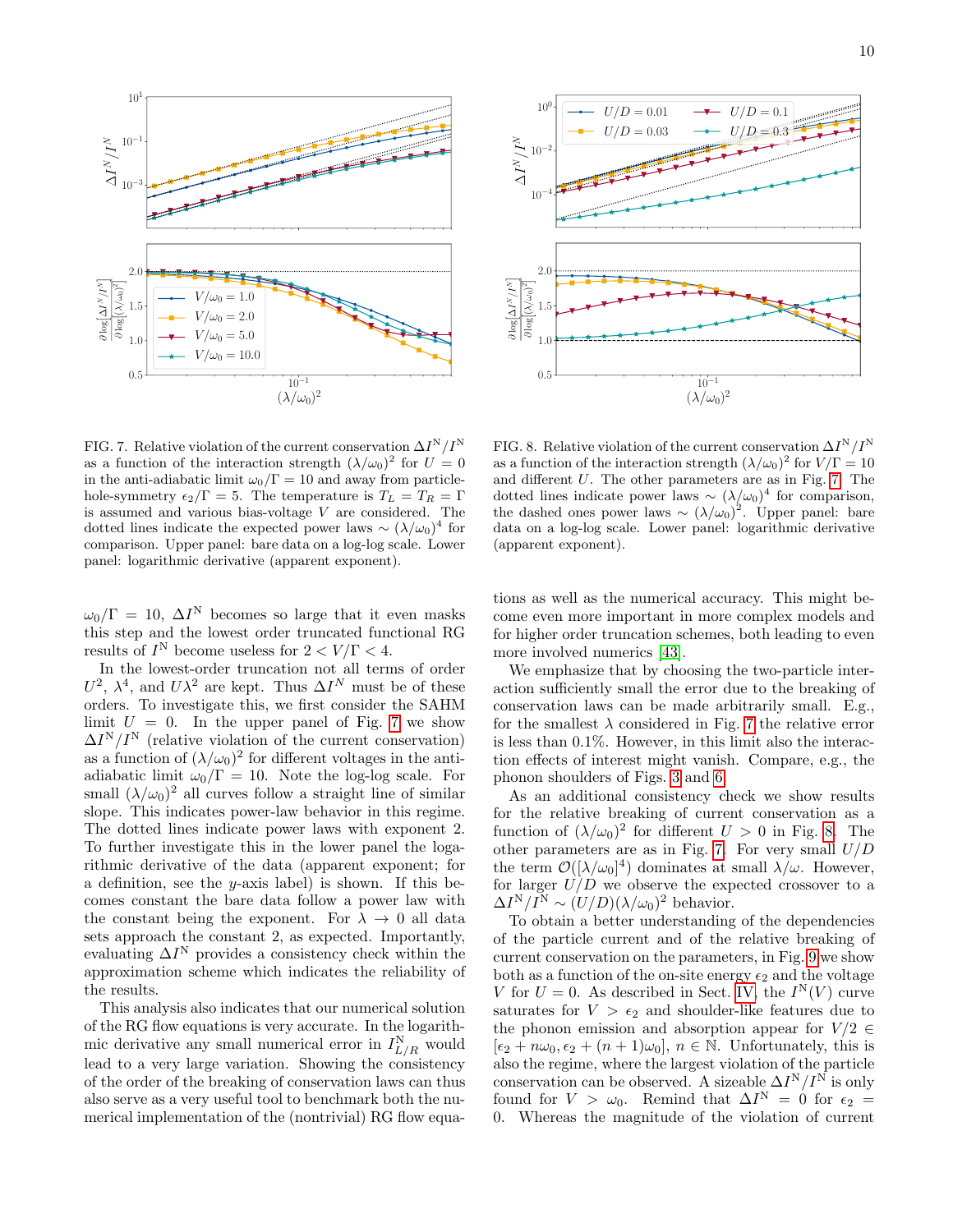FIG. 7. Relative violation of the current conservation $\Delta I^{\mathrm{N}}/I^{\mathrm{N}}$ as a function of the interaction strength $(\lambda/\omega_0)^2$ for $U = 0$ in the anti-adiabatic limit $\omega_0/\Gamma = 10$ and away from particle-hole-symmetry $\epsilon_2/\Gamma = 5$. The temperature is $T_L = T_R = \Gamma$ is assumed and various bias-voltage $V$ are considered. The dotted lines indicate the expected power laws $\sim (\lambda/\omega_0)^4$ for comparison. Upper panel: bare data on a log-log scale. Lower panel: logarithmic derivative (apparent exponent).

FIG. 8. Relative violation of the current conservation $\Delta I^{\mathrm{N}}/I^{\mathrm{N}}$ as a function of the interaction strength $(\lambda/\omega_0)^2$ for $V/\Gamma = 10$ and different $U$. The other parameters are as in Fig. 7. The dotted lines indicate power laws $\sim (\lambda/\omega_0)^4$ for comparison, the dashed ones power laws $\sim (\lambda/\omega_0)^2$. Upper panel: bare data on a log-log scale. Lower panel: logarithmic derivative (apparent exponent).

$\omega_0/\Gamma = 10$, $\Delta I^{\mathrm{N}}$ becomes so large that it even masks this step and the lowest order truncated functional RG results of $I^{\mathrm{N}}$ become useless for $2 < V/\Gamma < 4$.

In the lowest-order truncation not all terms of order $U^2$, $\lambda^4$, and $U\lambda^2$ are kept. Thus $\Delta I^N$ must be of these orders. To investigate this, we first consider the SAHM limit $U = 0$. In the upper panel of Fig. 7 we show $\Delta I^{\mathrm{N}}/I^{\mathrm{N}}$ (relative violation of the current conservation) as a function of $(\lambda/\omega_0)^2$ for different voltages in the anti-adiabatic limit $\omega_0/\Gamma = 10$. Note the log-log scale. For small $(\lambda/\omega_0)^2$ all curves follow a straight line of similar slope. This indicates power-law behavior in this regime. The dotted lines indicate power laws with exponent 2. To further investigate this in the lower panel the logarithmic derivative of the data (apparent exponent; for a definition, see the $y$-axis label) is shown. If this becomes constant the bare data follow a power law with the constant being the exponent. For $\lambda \to 0$ all data sets approach the constant 2, as expected. Importantly, evaluating $\Delta I^{\mathrm{N}}$ provides a consistency check within the approximation scheme which indicates the reliability of the results.

This analysis also indicates that our numerical solution of the RG flow equations is very accurate. In the logarithmic derivative any small numerical error in $I^{\mathrm{N}}_{L/R}$ would lead to a very large variation. Showing the consistency of the order of the breaking of conservation laws can thus also serve as a very useful tool to benchmark both the numerical implementation of the (nontrivial) RG flow equations as well as the numerical accuracy. This might become even more important in more complex models and for higher order truncation schemes, both leading to even more involved numerics [43].

We emphasize that by choosing the two-particle interaction sufficiently small the error due to the breaking of conservation laws can be made arbitrarily small. E.g., for the smallest $\lambda$ considered in Fig. 7 the relative error is less than 0.1%. However, in this limit also the interaction effects of interest might vanish. Compare, e.g., the phonon shoulders of Figs. 3 and 6.

As an additional consistency check we show results for the relative breaking of current conservation as a function of $(\lambda/\omega_0)^2$ for different $U > 0$ in Fig. 8. The other parameters are as in Fig. 7. For very small $U/D$ the term $\mathcal{O}([\lambda/\omega_0]^4)$ dominates at small $\lambda/\omega$. However, for larger $U/D$ we observe the expected crossover to a $\Delta I^{\mathrm{N}}/I^{\mathrm{N}} \sim (U/D)(\lambda/\omega_0)^2$ behavior.

To obtain a better understanding of the dependencies of the particle current and of the relative breaking of current conservation on the parameters, in Fig. 9 we show both as a function of the on-site energy $\epsilon_2$ and the voltage $V$ for $U = 0$. As described in Sect. IV, the $I^{\mathrm{N}}(V)$ curve saturates for $V > \epsilon_2$ and shoulder-like features due to the phonon emission and absorption appear for $V/2 \in [\epsilon_2 + n\omega_0, \epsilon_2 + (n+1)\omega_0]$, $n \in \mathbb{N}$. Unfortunately, this is also the regime, where the largest violation of the particle conservation can be observed. A sizeable $\Delta I^{\mathrm{N}}/I^{\mathrm{N}}$ is only found for $V > \omega_0$. Remind that $\Delta I^{\mathrm{N}} = 0$ for $\epsilon_2 = 0$. Whereas the magnitude of the violation of current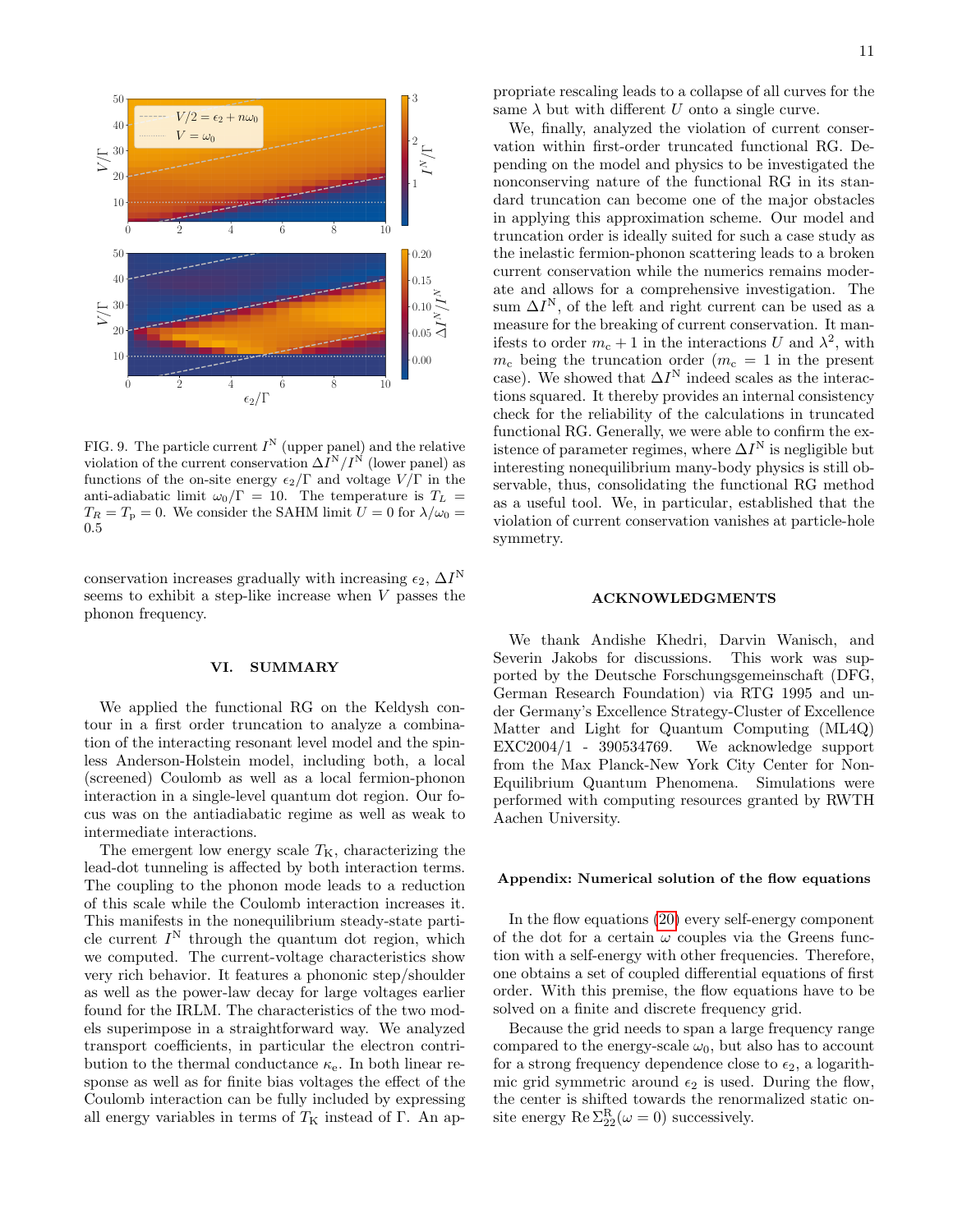FIG. 9. The particle current $I^{\rm N}$ (upper panel) and the relative violation of the current conservation $\Delta I^{\rm N}/I^{\rm N}$ (lower panel) as functions of the on-site energy $\epsilon_2/\Gamma$ and voltage $V/\Gamma$ in the anti-adiabatic limit $\omega_0/\Gamma = 10$. The temperature is $T_L = T_R = T_{\rm p} = 0$. We consider the SAHM limit $U = 0$ for $\lambda/\omega_0 = 0.5$

conservation increases gradually with increasing $\epsilon_2$, $\Delta I^{\rm N}$ seems to exhibit a step-like increase when $V$ passes the phonon frequency.

## VI. SUMMARY

We applied the functional RG on the Keldysh contour in a first order truncation to analyze a combination of the interacting resonant level model and the spinless Anderson-Holstein model, including both, a local (screened) Coulomb as well as a local fermion-phonon interaction in a single-level quantum dot region. Our focus was on the antiadiabatic regime as well as weak to intermediate interactions.

The emergent low energy scale $T_{\rm K}$, characterizing the lead-dot tunneling is affected by both interaction terms. The coupling to the phonon mode leads to a reduction of this scale while the Coulomb interaction increases it. This manifests in the nonequilibrium steady-state particle current $I^{\rm N}$ through the quantum dot region, which we computed. The current-voltage characteristics show very rich behavior. It features a phononic step/shoulder as well as the power-law decay for large voltages earlier found for the IRLM. The characteristics of the two models superimpose in a straightforward way. We analyzed transport coefficients, in particular the electron contribution to the thermal conductance $\kappa_{\rm e}$. In both linear response as well as for finite bias voltages the effect of the Coulomb interaction can be fully included by expressing all energy variables in terms of $T_{\rm K}$ instead of $\Gamma$. An appropriate rescaling leads to a collapse of all curves for the same $\lambda$ but with different $U$ onto a single curve.

We, finally, analyzed the violation of current conservation within first-order truncated functional RG. Depending on the model and physics to be investigated the nonconserving nature of the functional RG in its standard truncation can become one of the major obstacles in applying this approximation scheme. Our model and truncation order is ideally suited for such a case study as the inelastic fermion-phonon scattering leads to a broken current conservation while the numerics remains moderate and allows for a comprehensive investigation. The sum $\Delta I^{\rm N}$, of the left and right current can be used as a measure for the breaking of current conservation. It manifests to order $m_{\rm c}+1$ in the interactions $U$ and $\lambda^2$, with $m_{\rm c}$ being the truncation order ($m_{\rm c} = 1$ in the present case). We showed that $\Delta I^{\rm N}$ indeed scales as the interactions squared. It thereby provides an internal consistency check for the reliability of the calculations in truncated functional RG. Generally, we were able to confirm the existence of parameter regimes, where $\Delta I^{\rm N}$ is negligible but interesting nonequilibrium many-body physics is still observable, thus, consolidating the functional RG method as a useful tool. We, in particular, established that the violation of current conservation vanishes at particle-hole symmetry.

## ACKNOWLEDGMENTS

We thank Andishe Khedri, Darvin Wanisch, and Severin Jakobs for discussions. This work was supported by the Deutsche Forschungsgemeinschaft (DFG, German Research Foundation) via RTG 1995 and under Germany's Excellence Strategy-Cluster of Excellence Matter and Light for Quantum Computing (ML4Q) EXC2004/1 - 390534769. We acknowledge support from the Max Planck-New York City Center for Non-Equilibrium Quantum Phenomena. Simulations were performed with computing resources granted by RWTH Aachen University.

### Appendix: Numerical solution of the flow equations

In the flow equations (20) every self-energy component of the dot for a certain $\omega$ couples via the Greens function with a self-energy with other frequencies. Therefore, one obtains a set of coupled differential equations of first order. With this premise, the flow equations have to be solved on a finite and discrete frequency grid.

Because the grid needs to span a large frequency range compared to the energy-scale $\omega_0$, but also has to account for a strong frequency dependence close to $\epsilon_2$, a logarithmic grid symmetric around $\epsilon_2$ is used. During the flow, the center is shifted towards the renormalized static on-site energy $\operatorname{Re}\Sigma^{\rm R}_{22}(\omega = 0)$ successively.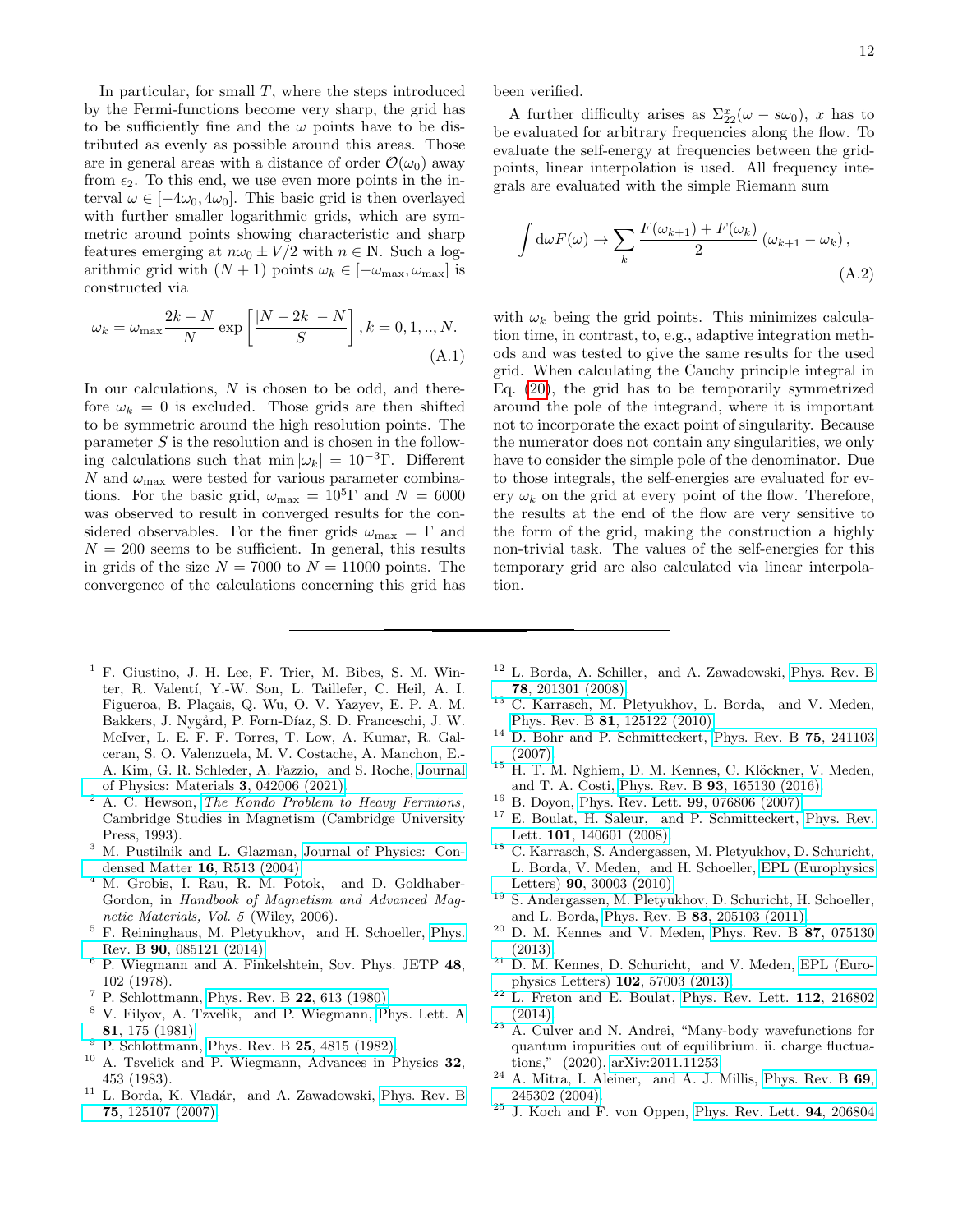In particular, for small $T$, where the steps introduced by the Fermi-functions become very sharp, the grid has to be sufficiently fine and the $\omega$ points have to be distributed as evenly as possible around this areas. Those are in general areas with a distance of order $\mathcal{O}(\omega_0)$ away from $\epsilon_2$. To this end, we use even more points in the interval $\omega \in [-4\omega_0, 4\omega_0]$. This basic grid is then overlayed with further smaller logarithmic grids, which are symmetric around points showing characteristic and sharp features emerging at $n\omega_0 \pm V/2$ with $n \in \mathbb{N}$. Such a logarithmic grid with $(N+1)$ points $\omega_k \in [-\omega_{\max}, \omega_{\max}]$ is constructed via

$$\omega_k = \omega_{\max} \frac{2k - N}{N} \exp\left[\frac{|N - 2k| - N}{S}\right], k = 0, 1, .., N. \tag{A.1}$$

In our calculations, $N$ is chosen to be odd, and therefore $\omega_k = 0$ is excluded. Those grids are then shifted to be symmetric around the high resolution points. The parameter $S$ is the resolution and is chosen in the following calculations such that $\min |\omega_k| = 10^{-3}\Gamma$. Different $N$ and $\omega_{\max}$ were tested for various parameter combinations. For the basic grid, $\omega_{\max} = 10^5\Gamma$ and $N = 6000$ was observed to result in converged results for the considered observables. For the finer grids $\omega_{\max} = \Gamma$ and $N = 200$ seems to be sufficient. In general, this results in grids of the size $N = 7000$ to $N = 11000$ points. The convergence of the calculations concerning this grid has been verified.

A further difficulty arises as $\Sigma_{22}^x(\omega - s\omega_0)$, $x$ has to be evaluated for arbitrary frequencies along the flow. To evaluate the self-energy at frequencies between the grid-points, linear interpolation is used. All frequency integrals are evaluated with the simple Riemann sum

$$\int \mathrm{d}\omega F(\omega) \to \sum_k \frac{F(\omega_{k+1}) + F(\omega_k)}{2} (\omega_{k+1} - \omega_k), \tag{A.2}$$

with $\omega_k$ being the grid points. This minimizes calculation time, in contrast, to, e.g., adaptive integration methods and was tested to give the same results for the used grid. When calculating the Cauchy principle integral in Eq. (20), the grid has to be temporarily symmetrized around the pole of the integrand, where it is important not to incorporate the exact point of singularity. Because the numerator does not contain any singularities, we only have to consider the simple pole of the denominator. Due to those integrals, the self-energies are evaluated for every $\omega_k$ on the grid at every point of the flow. Therefore, the results at the end of the flow are very sensitive to the form of the grid, making the construction a highly non-trivial task. The values of the self-energies for this temporary grid are also calculated via linear interpolation.

---

[1] F. Giustino, J. H. Lee, F. Trier, M. Bibes, S. M. Winter, R. Valentí, Y.-W. Son, L. Taillefer, C. Heil, A. I. Figueroa, B. Plaçais, Q. Wu, O. V. Yazyev, E. P. A. M. Bakkers, J. Nygård, P. Forn-Díaz, S. D. Franceschi, J. W. McIver, L. E. F. F. Torres, T. Low, A. Kumar, R. Galceran, S. O. Valenzuela, M. V. Costache, A. Manchon, E.-A. Kim, G. R. Schleder, A. Fazzio, and S. Roche, Journal of Physics: Materials **3**, 042006 (2021).

[2] A. C. Hewson, *The Kondo Problem to Heavy Fermions*, Cambridge Studies in Magnetism (Cambridge University Press, 1993).

[3] M. Pustilnik and L. Glazman, Journal of Physics: Condensed Matter **16**, R513 (2004).

[4] M. Grobis, I. Rau, R. M. Potok, and D. Goldhaber-Gordon, in *Handbook of Magnetism and Advanced Magnetic Materials, Vol. 5* (Wiley, 2006).

[5] F. Reininghaus, M. Pletyukhov, and H. Schoeller, Phys. Rev. B **90**, 085121 (2014).

[6] P. Wiegmann and A. Finkelshtein, Sov. Phys. JETP **48**, 102 (1978).

[7] P. Schlottmann, Phys. Rev. B **22**, 613 (1980).

[8] V. Filyov, A. Tzvelik, and P. Wiegmann, Phys. Lett. A **81**, 175 (1981).

[9] P. Schlottmann, Phys. Rev. B **25**, 4815 (1982).

[10] A. Tsvelick and P. Wiegmann, Advances in Physics **32**, 453 (1983).

[11] L. Borda, K. Vladár, and A. Zawadowski, Phys. Rev. B **75**, 125107 (2007).

[12] L. Borda, A. Schiller, and A. Zawadowski, Phys. Rev. B **78**, 201301 (2008).

[13] C. Karrasch, M. Pletyukhov, L. Borda, and V. Meden, Phys. Rev. B **81**, 125122 (2010).

[14] D. Bohr and P. Schmitteckert, Phys. Rev. B **75**, 241103 (2007).

[15] H. T. M. Nghiem, D. M. Kennes, C. Klöckner, V. Meden, and T. A. Costi, Phys. Rev. B **93**, 165130 (2016).

[16] B. Doyon, Phys. Rev. Lett. **99**, 076806 (2007).

[17] E. Boulat, H. Saleur, and P. Schmitteckert, Phys. Rev. Lett. **101**, 140601 (2008).

[18] C. Karrasch, S. Andergassen, M. Pletyukhov, D. Schuricht, L. Borda, V. Meden, and H. Schoeller, EPL (Europhysics Letters) **90**, 30003 (2010).

[19] S. Andergassen, M. Pletyukhov, D. Schuricht, H. Schoeller, and L. Borda, Phys. Rev. B **83**, 205103 (2011).

[20] D. M. Kennes and V. Meden, Phys. Rev. B **87**, 075130 (2013).

[21] D. M. Kennes, D. Schuricht, and V. Meden, EPL (Europhysics Letters) **102**, 57003 (2013).

[22] L. Freton and E. Boulat, Phys. Rev. Lett. **112**, 216802 (2014).

[23] A. Culver and N. Andrei, "Many-body wavefunctions for quantum impurities out of equilibrium. ii. charge fluctuations," (2020), arXiv:2011.11253.

[24] A. Mitra, I. Aleiner, and A. J. Millis, Phys. Rev. B **69**, 245302 (2004).

[25] J. Koch and F. von Oppen, Phys. Rev. Lett. **94**, 206804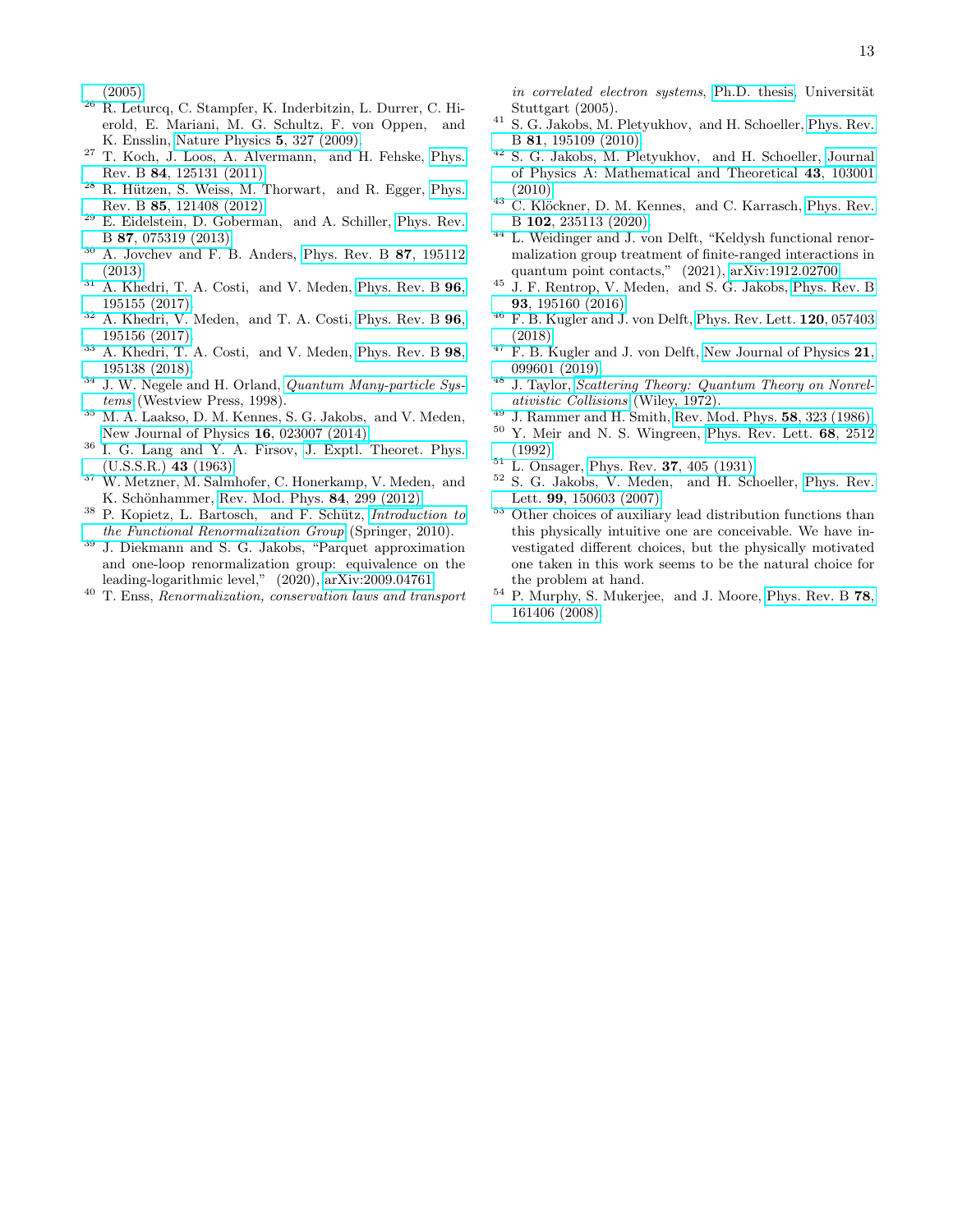(2005)

[26] R. Leturcq, C. Stampfer, K. Inderbitzin, L. Durrer, C. Hierold, E. Mariani, M. G. Schultz, F. von Oppen, and K. Ensslin, Nature Physics **5**, 327 (2009).

[27] T. Koch, J. Loos, A. Alvermann, and H. Fehske, Phys. Rev. B **84**, 125131 (2011).

[28] R. Hützen, S. Weiss, M. Thorwart, and R. Egger, Phys. Rev. B **85**, 121408 (2012).

[29] E. Eidelstein, D. Goberman, and A. Schiller, Phys. Rev. B **87**, 075319 (2013).

[30] A. Jovchev and F. B. Anders, Phys. Rev. B **87**, 195112 (2013).

[31] A. Khedri, T. A. Costi, and V. Meden, Phys. Rev. B **96**, 195155 (2017).

[32] A. Khedri, V. Meden, and T. A. Costi, Phys. Rev. B **96**, 195156 (2017).

[33] A. Khedri, T. A. Costi, and V. Meden, Phys. Rev. B **98**, 195138 (2018).

[34] J. W. Negele and H. Orland, *Quantum Many-particle Systems* (Westview Press, 1998).

[35] M. A. Laakso, D. M. Kennes, S. G. Jakobs, and V. Meden, New Journal of Physics **16**, 023007 (2014).

[36] I. G. Lang and Y. A. Firsov, J. Exptl. Theoret. Phys. (U.S.S.R.) **43** (1963).

[37] W. Metzner, M. Salmhofer, C. Honerkamp, V. Meden, and K. Schönhammer, Rev. Mod. Phys. **84**, 299 (2012).

[38] P. Kopietz, L. Bartosch, and F. Schütz, *Introduction to the Functional Renormalization Group* (Springer, 2010).

[39] J. Diekmann and S. G. Jakobs, "Parquet approximation and one-loop renormalization group: equivalence on the leading-logarithmic level," (2020), arXiv:2009.04761.

[40] T. Enss, *Renormalization, conservation laws and transport in correlated electron systems*, Ph.D. thesis, Universität Stuttgart (2005).

[41] S. G. Jakobs, M. Pletyukhov, and H. Schoeller, Phys. Rev. B **81**, 195109 (2010).

[42] S. G. Jakobs, M. Pletyukhov, and H. Schoeller, Journal of Physics A: Mathematical and Theoretical **43**, 103001 (2010).

[43] C. Klöckner, D. M. Kennes, and C. Karrasch, Phys. Rev. B **102**, 235113 (2020).

[44] L. Weidinger and J. von Delft, "Keldysh functional renormalization group treatment of finite-ranged interactions in quantum point contacts," (2021), arXiv:1912.02700.

[45] J. F. Rentrop, V. Meden, and S. G. Jakobs, Phys. Rev. B **93**, 195160 (2016).

[46] F. B. Kugler and J. von Delft, Phys. Rev. Lett. **120**, 057403 (2018).

[47] F. B. Kugler and J. von Delft, New Journal of Physics **21**, 099601 (2019).

[48] J. Taylor, *Scattering Theory: Quantum Theory on Nonrelativistic Collisions* (Wiley, 1972).

[49] J. Rammer and H. Smith, Rev. Mod. Phys. **58**, 323 (1986).

[50] Y. Meir and N. S. Wingreen, Phys. Rev. Lett. **68**, 2512 (1992).

[51] L. Onsager, Phys. Rev. **37**, 405 (1931).

[52] S. G. Jakobs, V. Meden, and H. Schoeller, Phys. Rev. Lett. **99**, 150603 (2007).

[53] Other choices of auxiliary lead distribution functions than this physically intuitive one are conceivable. We have investigated different choices, but the physically motivated one taken in this work seems to be the natural choice for the problem at hand.

[54] P. Murphy, S. Mukerjee, and J. Moore, Phys. Rev. B **78**, 161406 (2008).